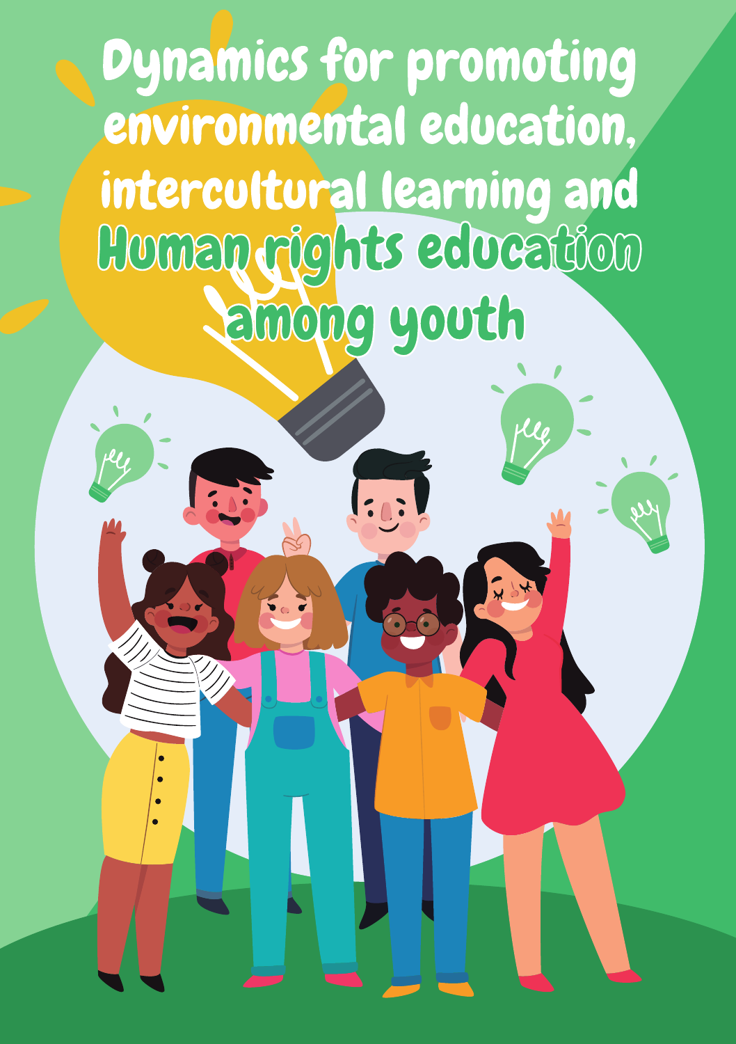# Dynamics for promoting environmental education, intercultural learning and Human rights education among youth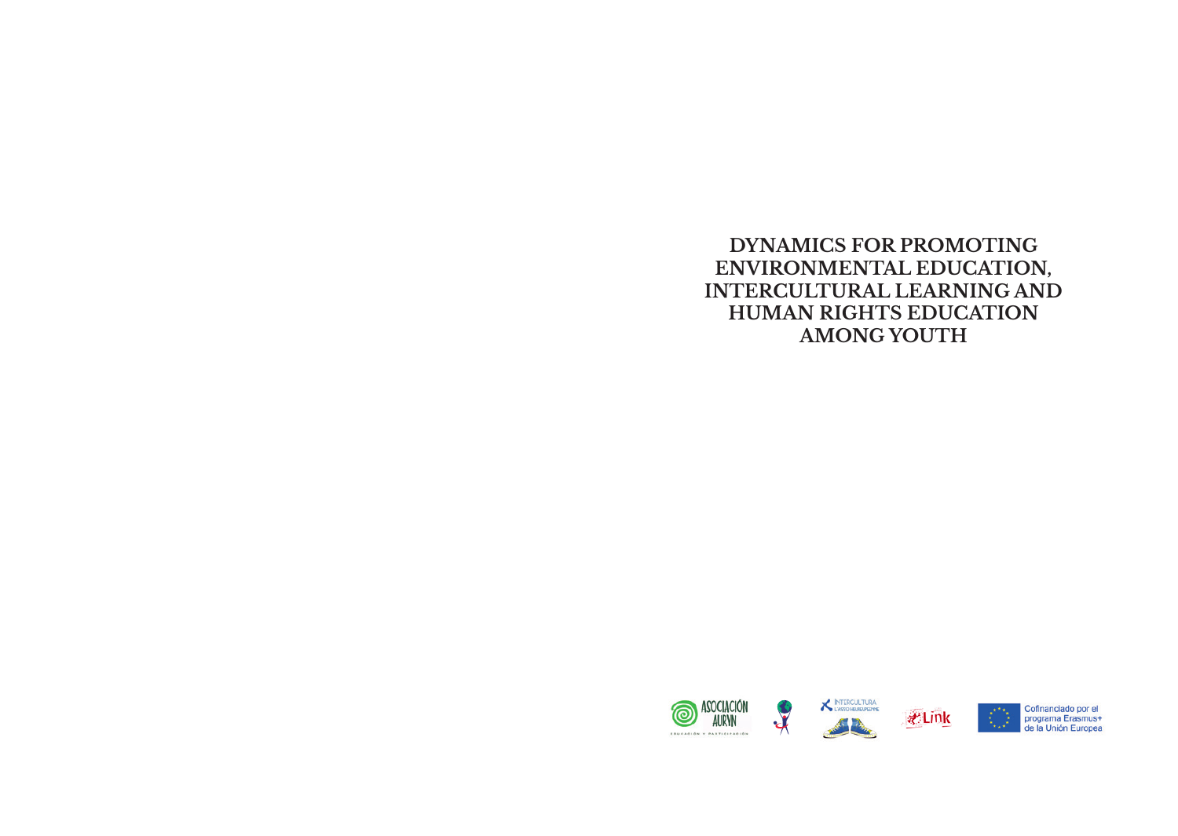# DYNAMICS FOR PROMOTING ENVIRONMENTAL EDUCATION, INTERCULTURAL LEARNING AND HUMAN RIGHTS EDUCATION AMONG YOUTH

ASOCIACIÓN AURYN

EDUCACIÓN Y PARTICIPACIÓN

INTERCULTURA

Link

Cofinanciado por el programa Erasmus+ de la Unión Europea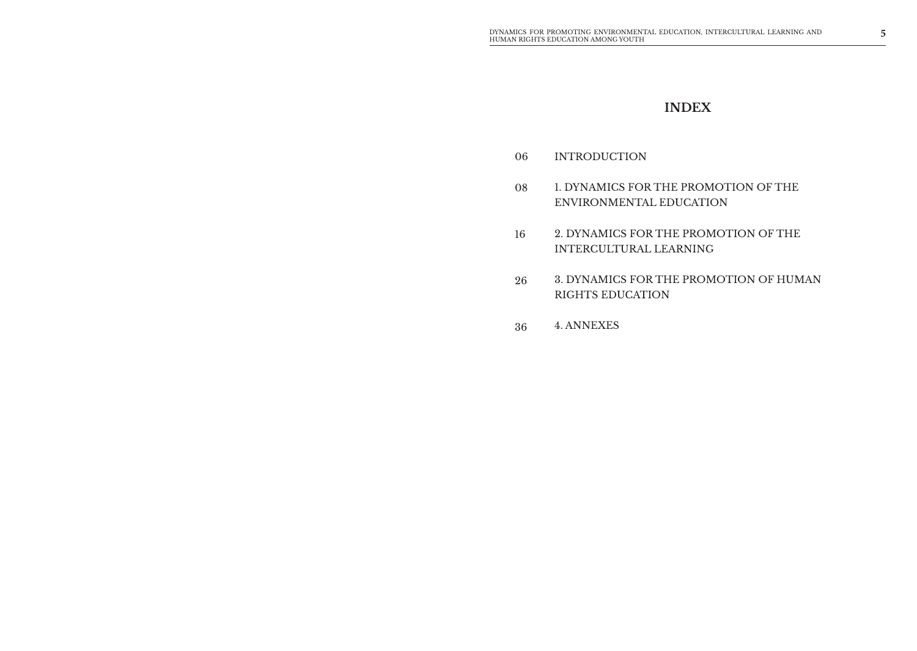# INDEX

| | |
|---|---|
| 06 | INTRODUCTION |
| 08 | 1. DYNAMICS FOR THE PROMOTION OF THE ENVIRONMENTAL EDUCATION |
| 16 | 2. DYNAMICS FOR THE PROMOTION OF THE INTERCULTURAL LEARNING |
| 26 | 3. DYNAMICS FOR THE PROMOTION OF HUMAN RIGHTS EDUCATION |
| 36 | 4. ANNEXES |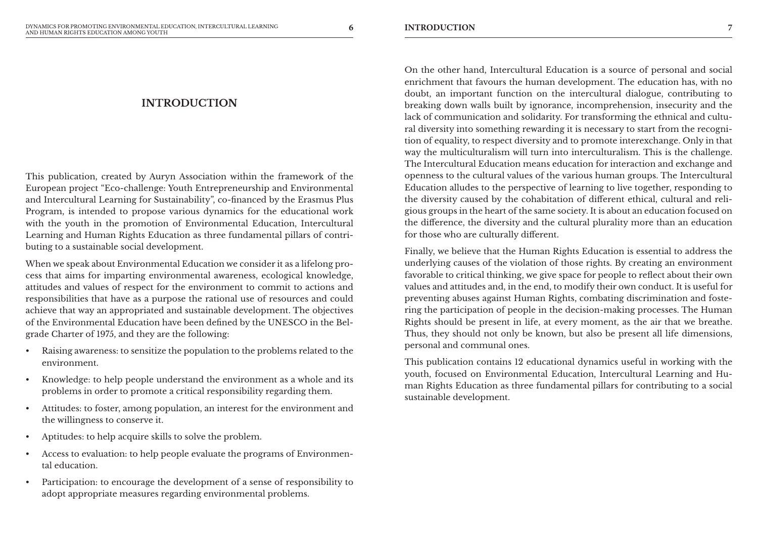# INTRODUCTION

This publication, created by Auryn Association within the framework of the European project "Eco-challenge: Youth Entrepreneurship and Environmental and Intercultural Learning for Sustainability", co-financed by the Erasmus Plus Program, is intended to propose various dynamics for the educational work with the youth in the promotion of Environmental Education, Intercultural Learning and Human Rights Education as three fundamental pillars of contributing to a sustainable social development.

When we speak about Environmental Education we consider it as a lifelong process that aims for imparting environmental awareness, ecological knowledge, attitudes and values of respect for the environment to commit to actions and responsibilities that have as a purpose the rational use of resources and could achieve that way an appropriated and sustainable development. The objectives of the Environmental Education have been defined by the UNESCO in the Belgrade Charter of 1975, and they are the following:

- Raising awareness: to sensitize the population to the problems related to the environment.
- Knowledge: to help people understand the environment as a whole and its problems in order to promote a critical responsibility regarding them.
- Attitudes: to foster, among population, an interest for the environment and the willingness to conserve it.
- Aptitudes: to help acquire skills to solve the problem.
- Access to evaluation: to help people evaluate the programs of Environmental education.
- Participation: to encourage the development of a sense of responsibility to adopt appropriate measures regarding environmental problems.

On the other hand, Intercultural Education is a source of personal and social enrichment that favours the human development. The education has, with no doubt, an important function on the intercultural dialogue, contributing to breaking down walls built by ignorance, incomprehension, insecurity and the lack of communication and solidarity. For transforming the ethnical and cultural diversity into something rewarding it is necessary to start from the recognition of equality, to respect diversity and to promote interexchange. Only in that way the multiculturalism will turn into interculturalism. This is the challenge. The Intercultural Education means education for interaction and exchange and openness to the cultural values of the various human groups. The Intercultural Education alludes to the perspective of learning to live together, responding to the diversity caused by the cohabitation of different ethical, cultural and religious groups in the heart of the same society. It is about an education focused on the difference, the diversity and the cultural plurality more than an education for those who are culturally different.

Finally, we believe that the Human Rights Education is essential to address the underlying causes of the violation of those rights. By creating an environment favorable to critical thinking, we give space for people to reflect about their own values and attitudes and, in the end, to modify their own conduct. It is useful for preventing abuses against Human Rights, combating discrimination and fostering the participation of people in the decision-making processes. The Human Rights should be present in life, at every moment, as the air that we breathe. Thus, they should not only be known, but also be present all life dimensions, personal and communal ones.

This publication contains 12 educational dynamics useful in working with the youth, focused on Environmental Education, Intercultural Learning and Human Rights Education as three fundamental pillars for contributing to a social sustainable development.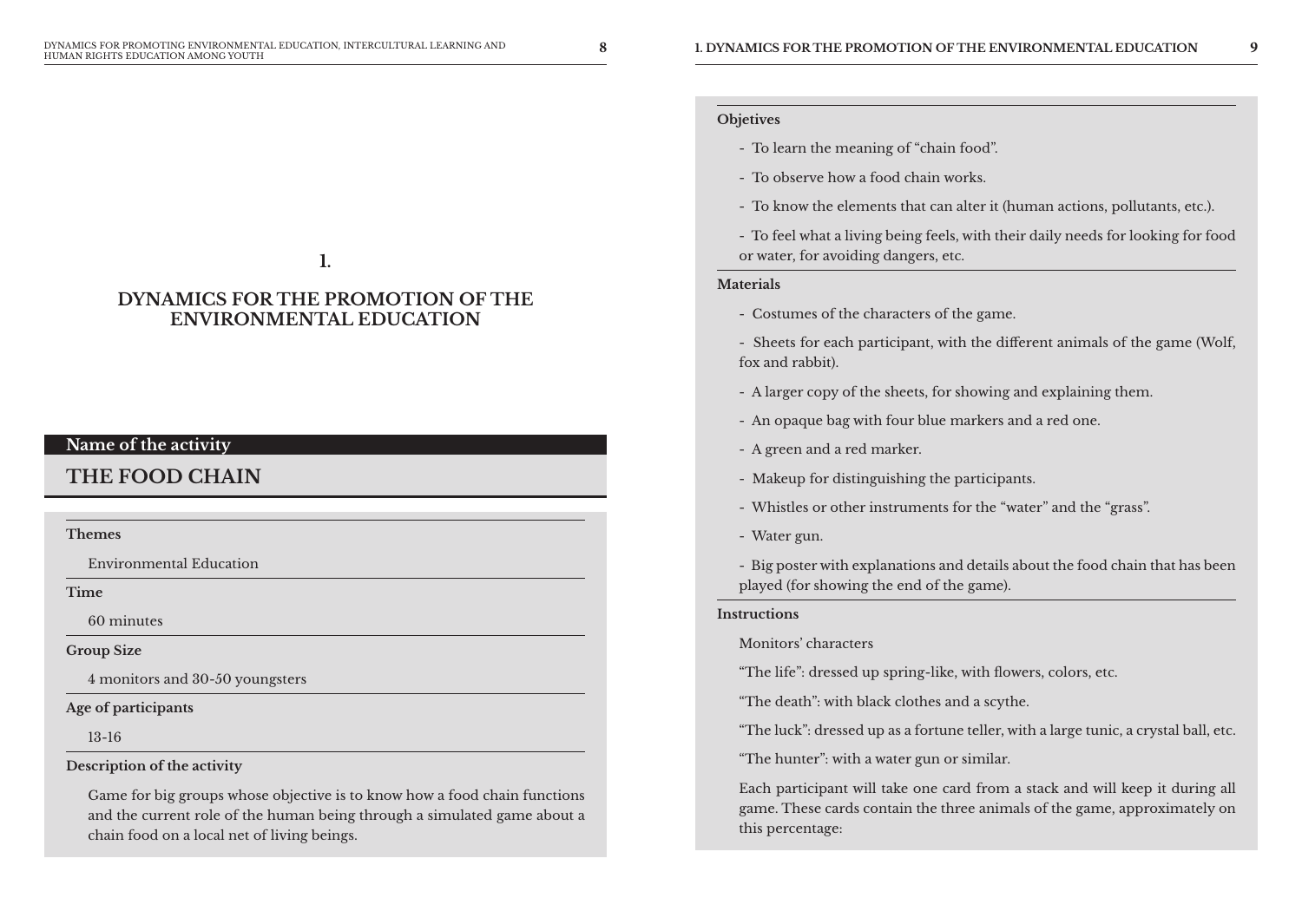# 1.

# DYNAMICS FOR THE PROMOTION OF THE ENVIRONMENTAL EDUCATION

**Name of the activity**

## THE FOOD CHAIN

**Themes**

Environmental Education

**Time**

60 minutes

**Group Size**

4 monitors and 30-50 youngsters

**Age of participants**

13-16

**Description of the activity**

Game for big groups whose objective is to know how a food chain functions and the current role of the human being through a simulated game about a chain food on a local net of living beings.

**Objetives**

- To learn the meaning of "chain food".
- To observe how a food chain works.
- To know the elements that can alter it (human actions, pollutants, etc.).
- To feel what a living being feels, with their daily needs for looking for food or water, for avoiding dangers, etc.

**Materials**

- Costumes of the characters of the game.
- Sheets for each participant, with the different animals of the game (Wolf, fox and rabbit).
- A larger copy of the sheets, for showing and explaining them.
- An opaque bag with four blue markers and a red one.
- A green and a red marker.
- Makeup for distinguishing the participants.
- Whistles or other instruments for the "water" and the "grass".
- Water gun.
- Big poster with explanations and details about the food chain that has been played (for showing the end of the game).

**Instructions**

Monitors' characters

"The life": dressed up spring-like, with flowers, colors, etc.

"The death": with black clothes and a scythe.

"The luck": dressed up as a fortune teller, with a large tunic, a crystal ball, etc.

"The hunter": with a water gun or similar.

Each participant will take one card from a stack and will keep it during all game. These cards contain the three animals of the game, approximately on this percentage: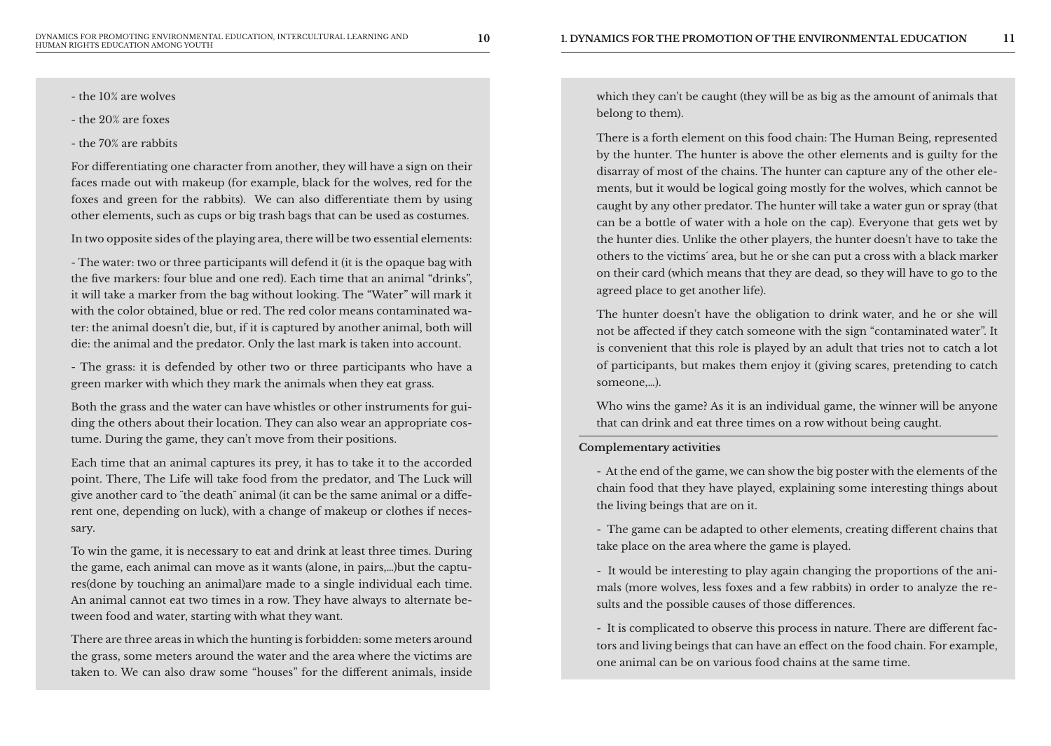- the 10% are wolves

- the 20% are foxes

- the 70% are rabbits

For differentiating one character from another, they will have a sign on their faces made out with makeup (for example, black for the wolves, red for the foxes and green for the rabbits). We can also differentiate them by using other elements, such as cups or big trash bags that can be used as costumes.

In two opposite sides of the playing area, there will be two essential elements:

- The water: two or three participants will defend it (it is the opaque bag with the five markers: four blue and one red). Each time that an animal "drinks", it will take a marker from the bag without looking. The "Water" will mark it with the color obtained, blue or red. The red color means contaminated water: the animal doesn't die, but, if it is captured by another animal, both will die: the animal and the predator. Only the last mark is taken into account.

- The grass: it is defended by other two or three participants who have a green marker with which they mark the animals when they eat grass.

Both the grass and the water can have whistles or other instruments for guiding the others about their location. They can also wear an appropriate costume. During the game, they can't move from their positions.

Each time that an animal captures its prey, it has to take it to the accorded point. There, The Life will take food from the predator, and The Luck will give another card to ¨the death¨ animal (it can be the same animal or a different one, depending on luck), with a change of makeup or clothes if necessary.

To win the game, it is necessary to eat and drink at least three times. During the game, each animal can move as it wants (alone, in pairs,...)but the captures(done by touching an animal)are made to a single individual each time. An animal cannot eat two times in a row. They have always to alternate between food and water, starting with what they want.

There are three areas in which the hunting is forbidden: some meters around the grass, some meters around the water and the area where the victims are taken to. We can also draw some "houses" for the different animals, inside which they can't be caught (they will be as big as the amount of animals that belong to them).

There is a forth element on this food chain: The Human Being, represented by the hunter. The hunter is above the other elements and is guilty for the disarray of most of the chains. The hunter can capture any of the other elements, but it would be logical going mostly for the wolves, which cannot be caught by any other predator. The hunter will take a water gun or spray (that can be a bottle of water with a hole on the cap). Everyone that gets wet by the hunter dies. Unlike the other players, the hunter doesn't have to take the others to the victims´ area, but he or she can put a cross with a black marker on their card (which means that they are dead, so they will have to go to the agreed place to get another life).

The hunter doesn't have the obligation to drink water, and he or she will not be affected if they catch someone with the sign "contaminated water". It is convenient that this role is played by an adult that tries not to catch a lot of participants, but makes them enjoy it (giving scares, pretending to catch someone,...).

Who wins the game? As it is an individual game, the winner will be anyone that can drink and eat three times on a row without being caught.

**Complementary activities**

- At the end of the game, we can show the big poster with the elements of the chain food that they have played, explaining some interesting things about the living beings that are on it.

- The game can be adapted to other elements, creating different chains that take place on the area where the game is played.

- It would be interesting to play again changing the proportions of the animals (more wolves, less foxes and a few rabbits) in order to analyze the results and the possible causes of those differences.

- It is complicated to observe this process in nature. There are different factors and living beings that can have an effect on the food chain. For example, one animal can be on various food chains at the same time.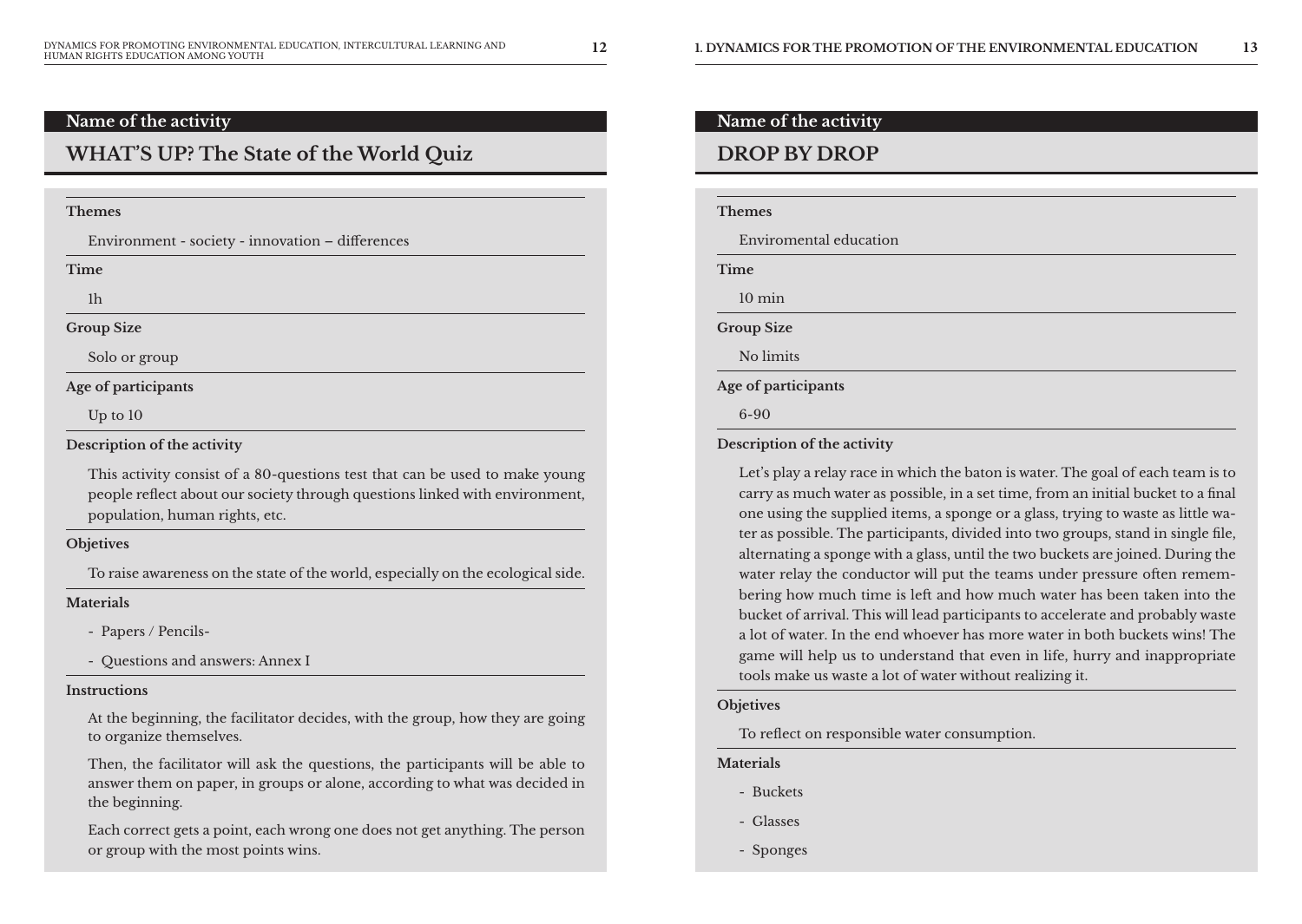## Name of the activity

# WHAT'S UP? The State of the World Quiz

**Themes**

Environment - society - innovation – differences

**Time**

1h

**Group Size**

Solo or group

**Age of participants**

Up to 10

**Description of the activity**

This activity consist of a 80-questions test that can be used to make young people reflect about our society through questions linked with environment, population, human rights, etc.

**Objetives**

To raise awareness on the state of the world, especially on the ecological side.

**Materials**

- Papers / Pencils-
- Questions and answers: Annex I

**Instructions**

At the beginning, the facilitator decides, with the group, how they are going to organize themselves.

Then, the facilitator will ask the questions, the participants will be able to answer them on paper, in groups or alone, according to what was decided in the beginning.

Each correct gets a point, each wrong one does not get anything. The person or group with the most points wins.

## Name of the activity

# DROP BY DROP

**Themes**

Enviromental education

**Time**

10 min

**Group Size**

No limits

**Age of participants**

6-90

**Description of the activity**

Let's play a relay race in which the baton is water. The goal of each team is to carry as much water as possible, in a set time, from an initial bucket to a final one using the supplied items, a sponge or a glass, trying to waste as little water as possible. The participants, divided into two groups, stand in single file, alternating a sponge with a glass, until the two buckets are joined. During the water relay the conductor will put the teams under pressure often remembering how much time is left and how much water has been taken into the bucket of arrival. This will lead participants to accelerate and probably waste a lot of water. In the end whoever has more water in both buckets wins! The game will help us to understand that even in life, hurry and inappropriate tools make us waste a lot of water without realizing it.

**Objetives**

To reflect on responsible water consumption.

**Materials**

- Buckets
- Glasses
- Sponges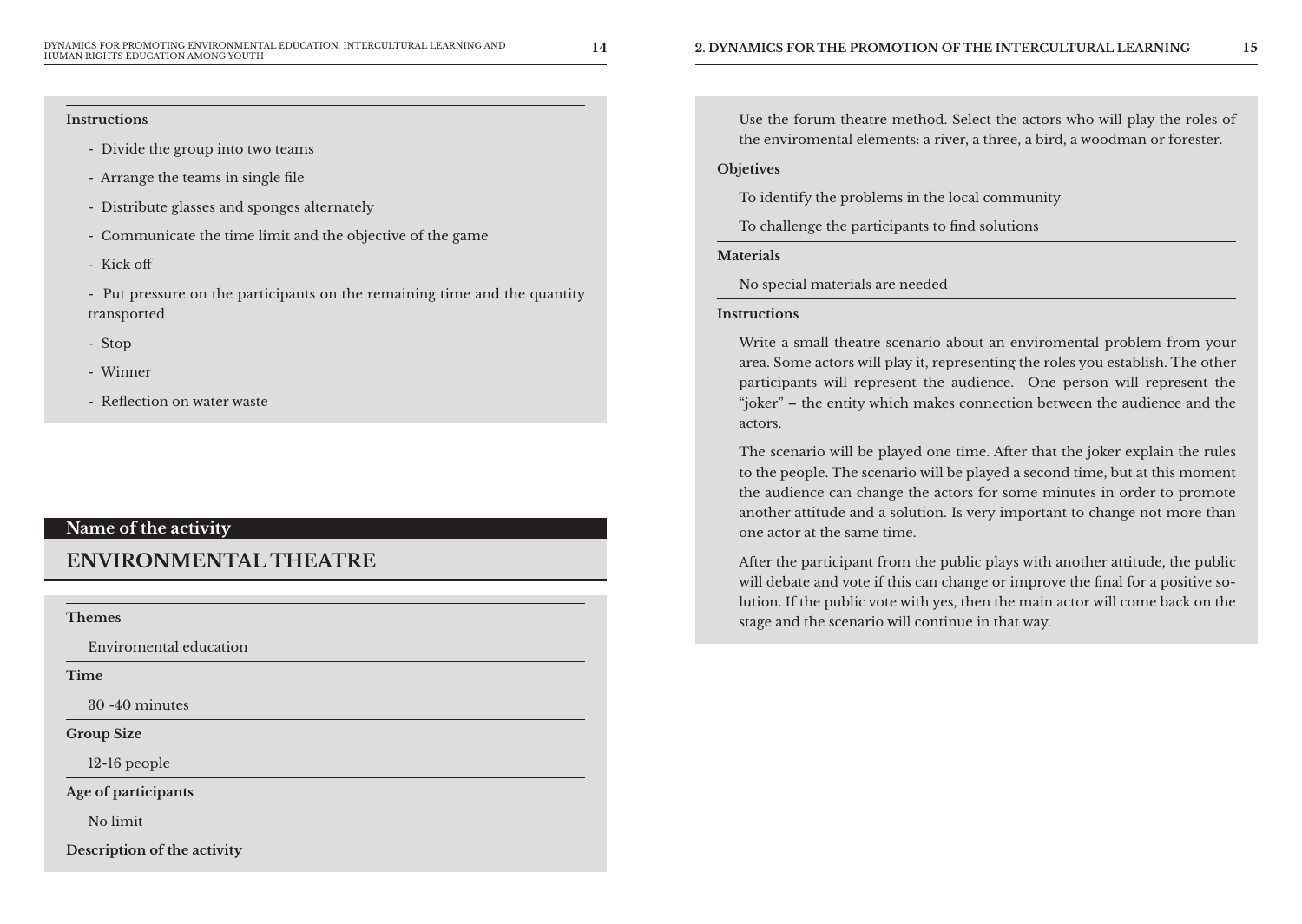**Instructions**

- Divide the group into two teams
- Arrange the teams in single file
- Distribute glasses and sponges alternately
- Communicate the time limit and the objective of the game
- Kick off
- Put pressure on the participants on the remaining time and the quantity transported
- Stop
- Winner
- Reflection on water waste

**Name of the activity**

## ENVIRONMENTAL THEATRE

**Themes**

Enviromental education

**Time**

30 -40 minutes

**Group Size**

12-16 people

**Age of participants**

No limit

**Description of the activity**

Use the forum theatre method. Select the actors who will play the roles of the enviromental elements: a river, a three, a bird, a woodman or forester.

**Objetives**

To identify the problems in the local community

To challenge the participants to find solutions

**Materials**

No special materials are needed

**Instructions**

Write a small theatre scenario about an enviromental problem from your area. Some actors will play it, representing the roles you establish. The other participants will represent the audience. One person will represent the "joker" – the entity which makes connection between the audience and the actors.

The scenario will be played one time. After that the joker explain the rules to the people. The scenario will be played a second time, but at this moment the audience can change the actors for some minutes in order to promote another attitude and a solution. Is very important to change not more than one actor at the same time.

After the participant from the public plays with another attitude, the public will debate and vote if this can change or improve the final for a positive solution. If the public vote with yes, then the main actor will come back on the stage and the scenario will continue in that way.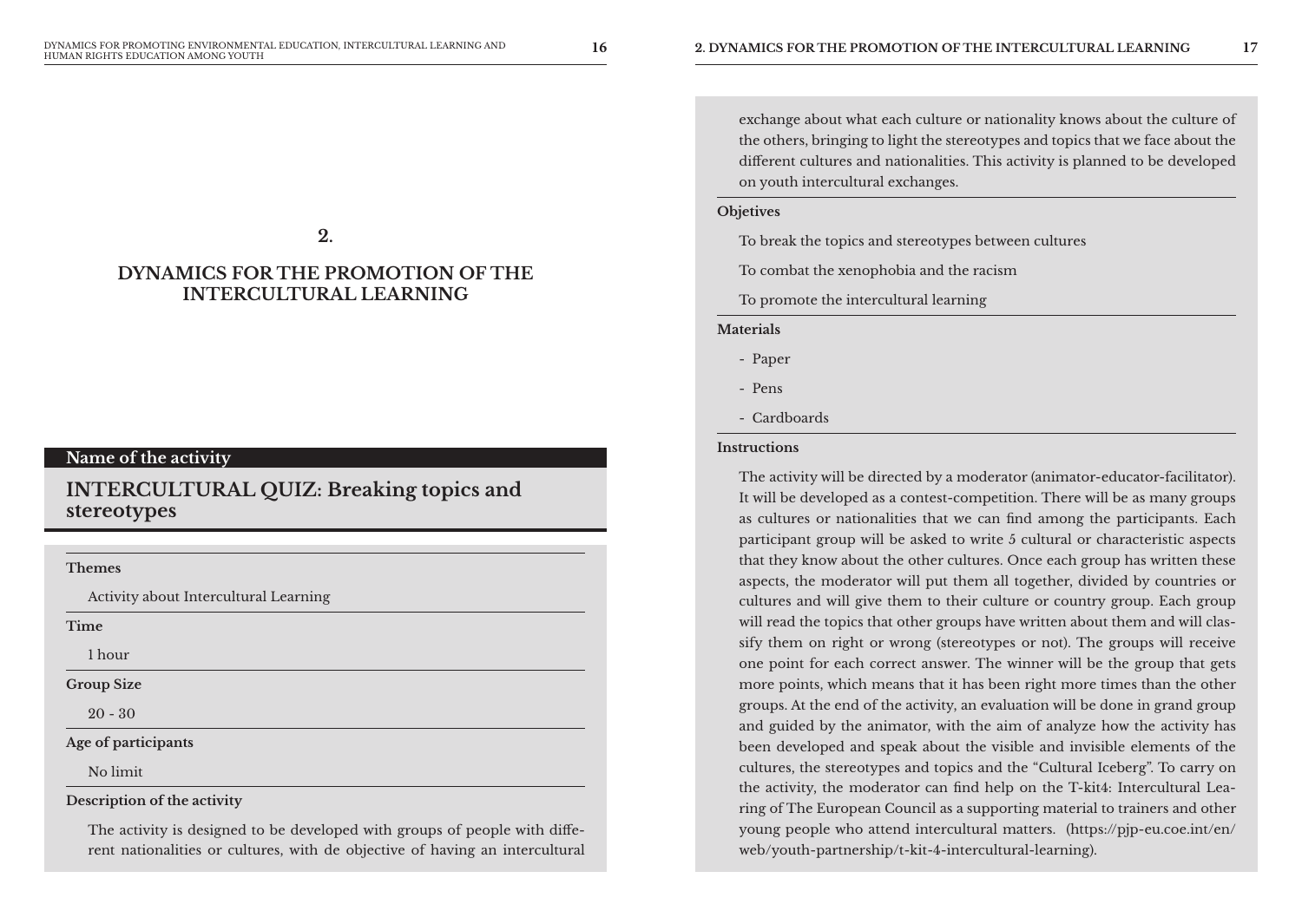## 2.

## DYNAMICS FOR THE PROMOTION OF THE INTERCULTURAL LEARNING

**Name of the activity**

### INTERCULTURAL QUIZ: Breaking topics and stereotypes

**Themes**

Activity about Intercultural Learning

**Time**

1 hour

**Group Size**

20 - 30

**Age of participants**

No limit

**Description of the activity**

The activity is designed to be developed with groups of people with different nationalities or cultures, with de objective of having an intercultural exchange about what each culture or nationality knows about the culture of the others, bringing to light the stereotypes and topics that we face about the different cultures and nationalities. This activity is planned to be developed on youth intercultural exchanges.

**Objetives**

To break the topics and stereotypes between cultures

To combat the xenophobia and the racism

To promote the intercultural learning

**Materials**

- Paper
- Pens
- Cardboards

**Instructions**

The activity will be directed by a moderator (animator-educator-facilitator). It will be developed as a contest-competition. There will be as many groups as cultures or nationalities that we can find among the participants. Each participant group will be asked to write 5 cultural or characteristic aspects that they know about the other cultures. Once each group has written these aspects, the moderator will put them all together, divided by countries or cultures and will give them to their culture or country group. Each group will read the topics that other groups have written about them and will classify them on right or wrong (stereotypes or not). The groups will receive one point for each correct answer. The winner will be the group that gets more points, which means that it has been right more times than the other groups. At the end of the activity, an evaluation will be done in grand group and guided by the animator, with the aim of analyze how the activity has been developed and speak about the visible and invisible elements of the cultures, the stereotypes and topics and the "Cultural Iceberg". To carry on the activity, the moderator can find help on the T-kit4: Intercultural Learing of The European Council as a supporting material to trainers and other young people who attend intercultural matters. (https://pjp-eu.coe.int/en/web/youth-partnership/t-kit-4-intercultural-learning).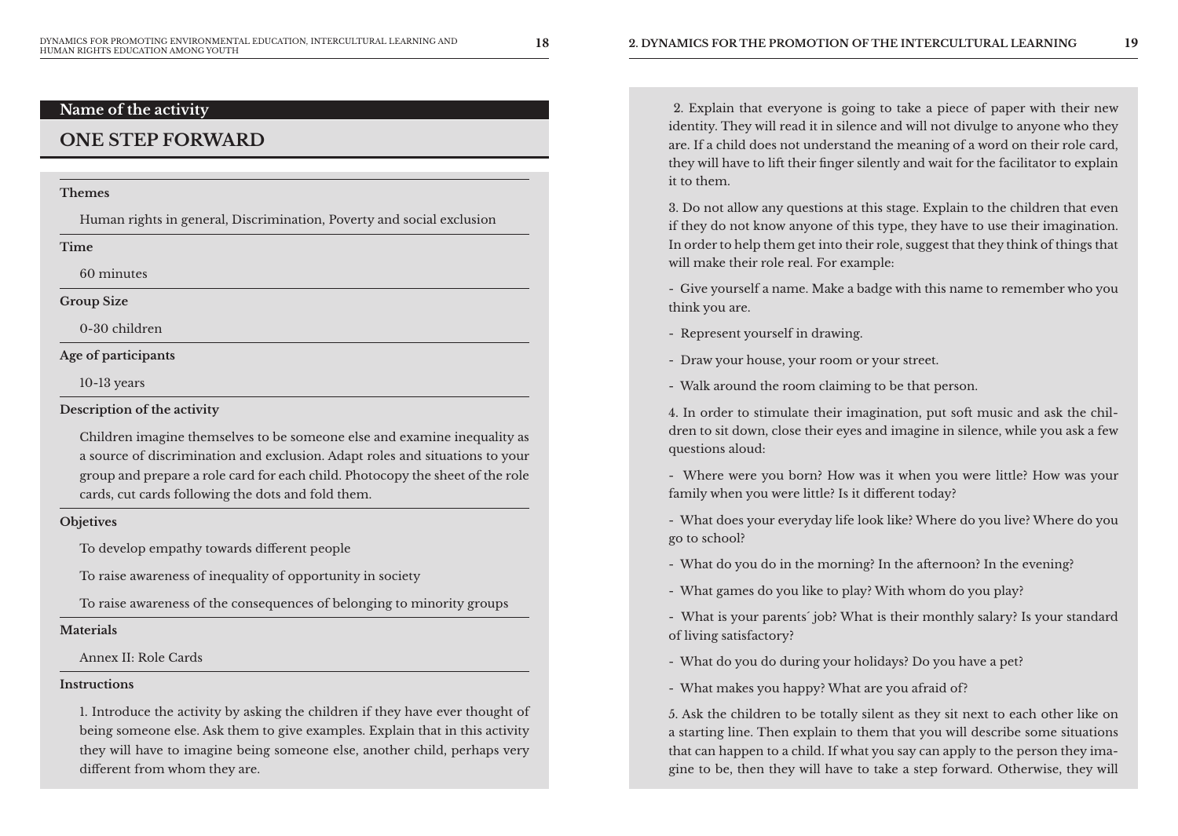## Name of the activity

# ONE STEP FORWARD

**Themes**

Human rights in general, Discrimination, Poverty and social exclusion

**Time**

60 minutes

**Group Size**

0-30 children

**Age of participants**

10-13 years

**Description of the activity**

Children imagine themselves to be someone else and examine inequality as a source of discrimination and exclusion. Adapt roles and situations to your group and prepare a role card for each child. Photocopy the sheet of the role cards, cut cards following the dots and fold them.

**Objetives**

To develop empathy towards different people

To raise awareness of inequality of opportunity in society

To raise awareness of the consequences of belonging to minority groups

**Materials**

Annex II: Role Cards

**Instructions**

1. Introduce the activity by asking the children if they have ever thought of being someone else. Ask them to give examples. Explain that in this activity they will have to imagine being someone else, another child, perhaps very different from whom they are.

2. Explain that everyone is going to take a piece of paper with their new identity. They will read it in silence and will not divulge to anyone who they are. If a child does not understand the meaning of a word on their role card, they will have to lift their finger silently and wait for the facilitator to explain it to them.

3. Do not allow any questions at this stage. Explain to the children that even if they do not know anyone of this type, they have to use their imagination. In order to help them get into their role, suggest that they think of things that will make their role real. For example:

- Give yourself a name. Make a badge with this name to remember who you think you are.
- Represent yourself in drawing.
- Draw your house, your room or your street.
- Walk around the room claiming to be that person.

4. In order to stimulate their imagination, put soft music and ask the children to sit down, close their eyes and imagine in silence, while you ask a few questions aloud:

- Where were you born? How was it when you were little? How was your family when you were little? Is it different today?
- What does your everyday life look like? Where do you live? Where do you go to school?
- What do you do in the morning? In the afternoon? In the evening?
- What games do you like to play? With whom do you play?
- What is your parents´ job? What is their monthly salary? Is your standard of living satisfactory?
- What do you do during your holidays? Do you have a pet?
- What makes you happy? What are you afraid of?

5. Ask the children to be totally silent as they sit next to each other like on a starting line. Then explain to them that you will describe some situations that can happen to a child. If what you say can apply to the person they imagine to be, then they will have to take a step forward. Otherwise, they will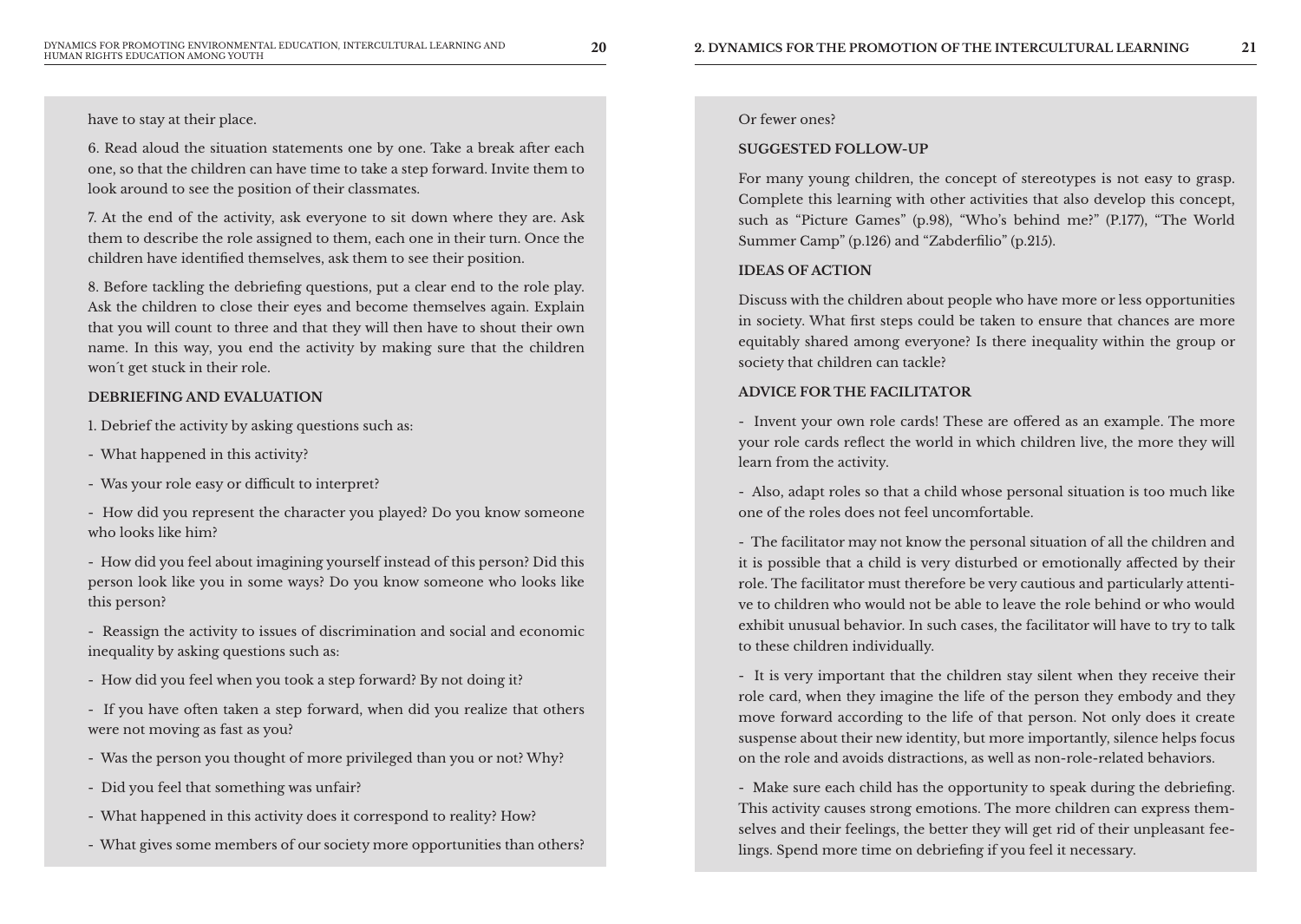have to stay at their place.

6. Read aloud the situation statements one by one. Take a break after each one, so that the children can have time to take a step forward. Invite them to look around to see the position of their classmates.

7. At the end of the activity, ask everyone to sit down where they are. Ask them to describe the role assigned to them, each one in their turn. Once the children have identified themselves, ask them to see their position.

8. Before tackling the debriefing questions, put a clear end to the role play. Ask the children to close their eyes and become themselves again. Explain that you will count to three and that they will then have to shout their own name. In this way, you end the activity by making sure that the children won´t get stuck in their role.

**DEBRIEFING AND EVALUATION**

1. Debrief the activity by asking questions such as:

- What happened in this activity?
- Was your role easy or difficult to interpret?
- How did you represent the character you played? Do you know someone who looks like him?
- How did you feel about imagining yourself instead of this person? Did this person look like you in some ways? Do you know someone who looks like this person?
- Reassign the activity to issues of discrimination and social and economic inequality by asking questions such as:
- How did you feel when you took a step forward? By not doing it?
- If you have often taken a step forward, when did you realize that others were not moving as fast as you?
- Was the person you thought of more privileged than you or not? Why?
- Did you feel that something was unfair?
- What happened in this activity does it correspond to reality? How?
- What gives some members of our society more opportunities than others? Or fewer ones?

**SUGGESTED FOLLOW-UP**

For many young children, the concept of stereotypes is not easy to grasp. Complete this learning with other activities that also develop this concept, such as "Picture Games" (p.98), "Who's behind me?" (P.177), "The World Summer Camp" (p.126) and "Zabderfilio" (p.215).

**IDEAS OF ACTION**

Discuss with the children about people who have more or less opportunities in society. What first steps could be taken to ensure that chances are more equitably shared among everyone? Is there inequality within the group or society that children can tackle?

**ADVICE FOR THE FACILITATOR**

- Invent your own role cards! These are offered as an example. The more your role cards reflect the world in which children live, the more they will learn from the activity.
- Also, adapt roles so that a child whose personal situation is too much like one of the roles does not feel uncomfortable.
- The facilitator may not know the personal situation of all the children and it is possible that a child is very disturbed or emotionally affected by their role. The facilitator must therefore be very cautious and particularly attentive to children who would not be able to leave the role behind or who would exhibit unusual behavior. In such cases, the facilitator will have to try to talk to these children individually.
- It is very important that the children stay silent when they receive their role card, when they imagine the life of the person they embody and they move forward according to the life of that person. Not only does it create suspense about their new identity, but more importantly, silence helps focus on the role and avoids distractions, as well as non-role-related behaviors.
- Make sure each child has the opportunity to speak during the debriefing. This activity causes strong emotions. The more children can express themselves and their feelings, the better they will get rid of their unpleasant feelings. Spend more time on debriefing if you feel it necessary.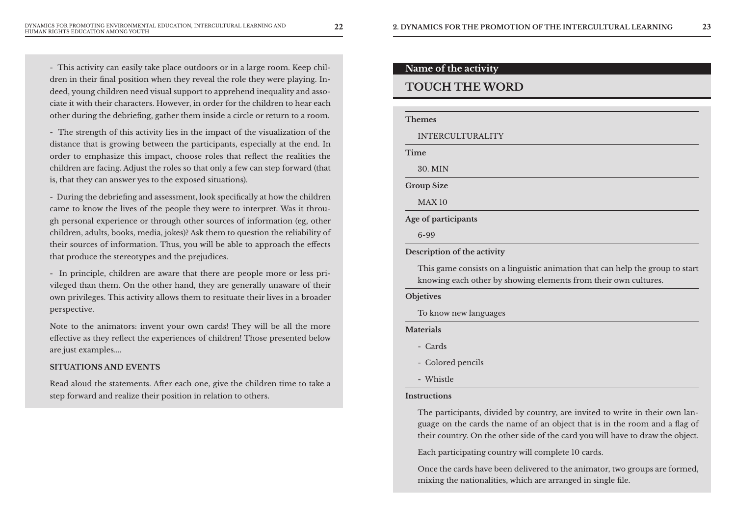- This activity can easily take place outdoors or in a large room. Keep children in their final position when they reveal the role they were playing. Indeed, young children need visual support to apprehend inequality and associate it with their characters. However, in order for the children to hear each other during the debriefing, gather them inside a circle or return to a room.

- The strength of this activity lies in the impact of the visualization of the distance that is growing between the participants, especially at the end. In order to emphasize this impact, choose roles that reflect the realities the children are facing. Adjust the roles so that only a few can step forward (that is, that they can answer yes to the exposed situations).

- During the debriefing and assessment, look specifically at how the children came to know the lives of the people they were to interpret. Was it through personal experience or through other sources of information (eg, other children, adults, books, media, jokes)? Ask them to question the reliability of their sources of information. Thus, you will be able to approach the effects that produce the stereotypes and the prejudices.

- In principle, children are aware that there are people more or less privileged than them. On the other hand, they are generally unaware of their own privileges. This activity allows them to resituate their lives in a broader perspective.

Note to the animators: invent your own cards! They will be all the more effective as they reflect the experiences of children! Those presented below are just examples....

**SITUATIONS AND EVENTS**

Read aloud the statements. After each one, give the children time to take a step forward and realize their position in relation to others.

**Name of the activity**

## TOUCH THE WORD

**Themes**

INTERCULTURALITY

**Time**

30. MIN

**Group Size**

MAX 10

**Age of participants**

6-99

**Description of the activity**

This game consists on a linguistic animation that can help the group to start knowing each other by showing elements from their own cultures.

**Objetives**

To know new languages

**Materials**

- Cards
- Colored pencils
- Whistle

**Instructions**

The participants, divided by country, are invited to write in their own language on the cards the name of an object that is in the room and a flag of their country. On the other side of the card you will have to draw the object.

Each participating country will complete 10 cards.

Once the cards have been delivered to the animator, two groups are formed, mixing the nationalities, which are arranged in single file.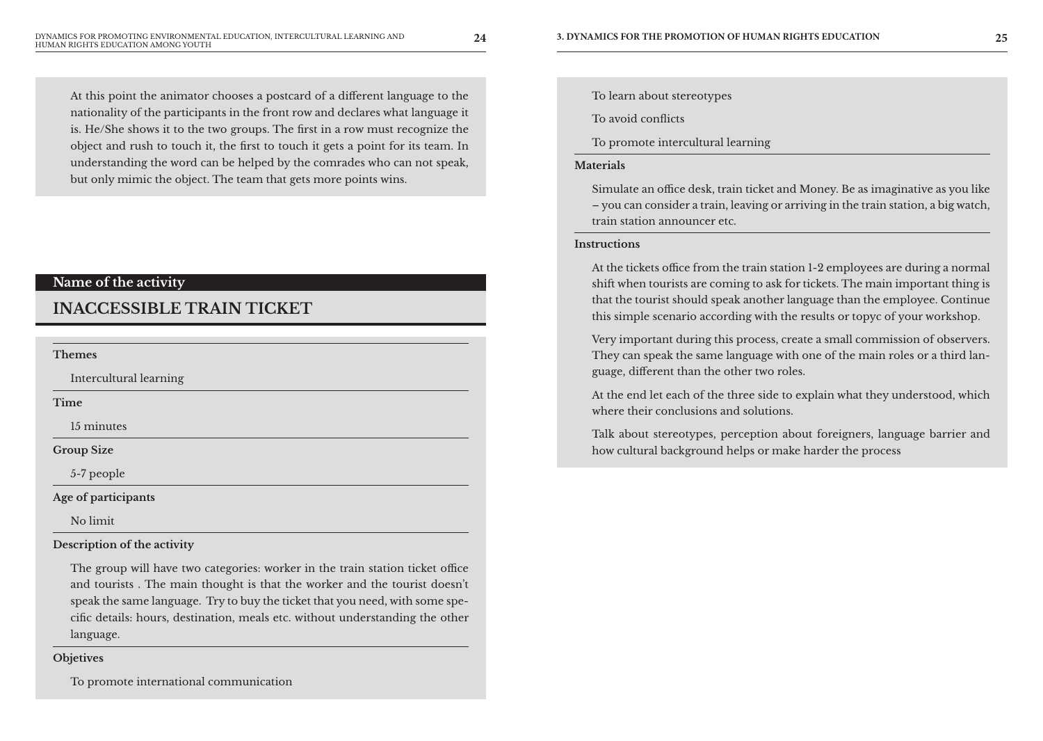At this point the animator chooses a postcard of a different language to the nationality of the participants in the front row and declares what language it is. He/She shows it to the two groups. The first in a row must recognize the object and rush to touch it, the first to touch it gets a point for its team. In understanding the word can be helped by the comrades who can not speak, but only mimic the object. The team that gets more points wins.

**Name of the activity**

## INACCESSIBLE TRAIN TICKET

**Themes**

Intercultural learning

**Time**

15 minutes

**Group Size**

5-7 people

**Age of participants**

No limit

**Description of the activity**

The group will have two categories: worker in the train station ticket office and tourists . The main thought is that the worker and the tourist doesn't speak the same language. Try to buy the ticket that you need, with some specific details: hours, destination, meals etc. without understanding the other language.

**Objetives**

To promote international communication

To learn about stereotypes

To avoid conflicts

To promote intercultural learning

**Materials**

Simulate an office desk, train ticket and Money. Be as imaginative as you like – you can consider a train, leaving or arriving in the train station, a big watch, train station announcer etc.

**Instructions**

At the tickets office from the train station 1-2 employees are during a normal shift when tourists are coming to ask for tickets. The main important thing is that the tourist should speak another language than the employee. Continue this simple scenario according with the results or topyc of your workshop.

Very important during this process, create a small commission of observers. They can speak the same language with one of the main roles or a third language, different than the other two roles.

At the end let each of the three side to explain what they understood, which where their conclusions and solutions.

Talk about stereotypes, perception about foreigners, language barrier and how cultural background helps or make harder the process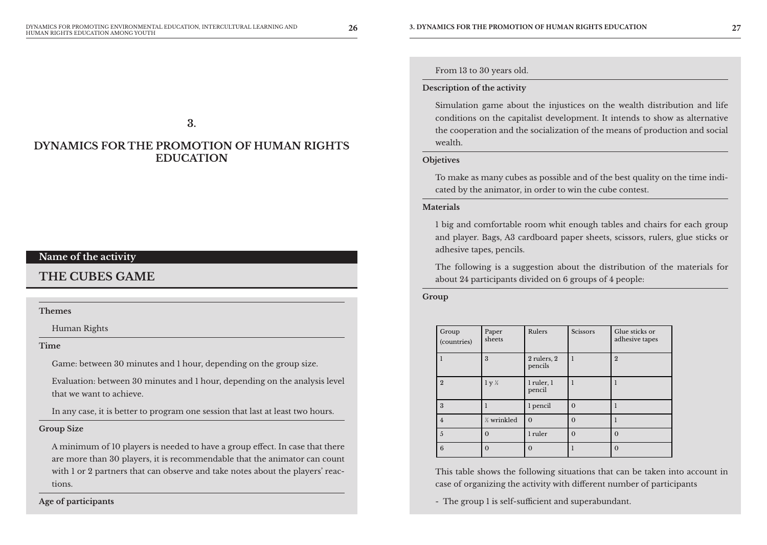# 3.

# DYNAMICS FOR THE PROMOTION OF HUMAN RIGHTS EDUCATION

**Name of the activity**

## THE CUBES GAME

**Themes**

Human Rights

**Time**

Game: between 30 minutes and 1 hour, depending on the group size.

Evaluation: between 30 minutes and 1 hour, depending on the analysis level that we want to achieve.

In any case, it is better to program one session that last at least two hours.

**Group Size**

A minimum of 10 players is needed to have a group effect. In case that there are more than 30 players, it is recommendable that the animator can count with 1 or 2 partners that can observe and take notes about the players' reactions.

**Age of participants**

From 13 to 30 years old.

**Description of the activity**

Simulation game about the injustices on the wealth distribution and life conditions on the capitalist development. It intends to show as alternative the cooperation and the socialization of the means of production and social wealth.

**Objetives**

To make as many cubes as possible and of the best quality on the time indicated by the animator, in order to win the cube contest.

**Materials**

1 big and comfortable room whit enough tables and chairs for each group and player. Bags, A3 cardboard paper sheets, scissors, rulers, glue sticks or adhesive tapes, pencils.

The following is a suggestion about the distribution of the materials for about 24 participants divided on 6 groups of 4 people:

**Group**

| Group (countries) | Paper sheets | Rulers | Scissors | Glue sticks or adhesive tapes |
|---|---|---|---|---|
| 1 | 3 | 2 rulers, 2 pencils | 1 | 2 |
| 2 | 1 y ½ | 1 ruler, 1 pencil | 1 | 1 |
| 3 | 1 | 1 pencil | 0 | 1 |
| 4 | ½ wrinkled | 0 | 0 | 1 |
| 5 | 0 | 1 ruler | 0 | 0 |
| 6 | 0 | 0 | 1 | 0 |

This table shows the following situations that can be taken into account in case of organizing the activity with different number of participants

- The group 1 is self-sufficient and superabundant.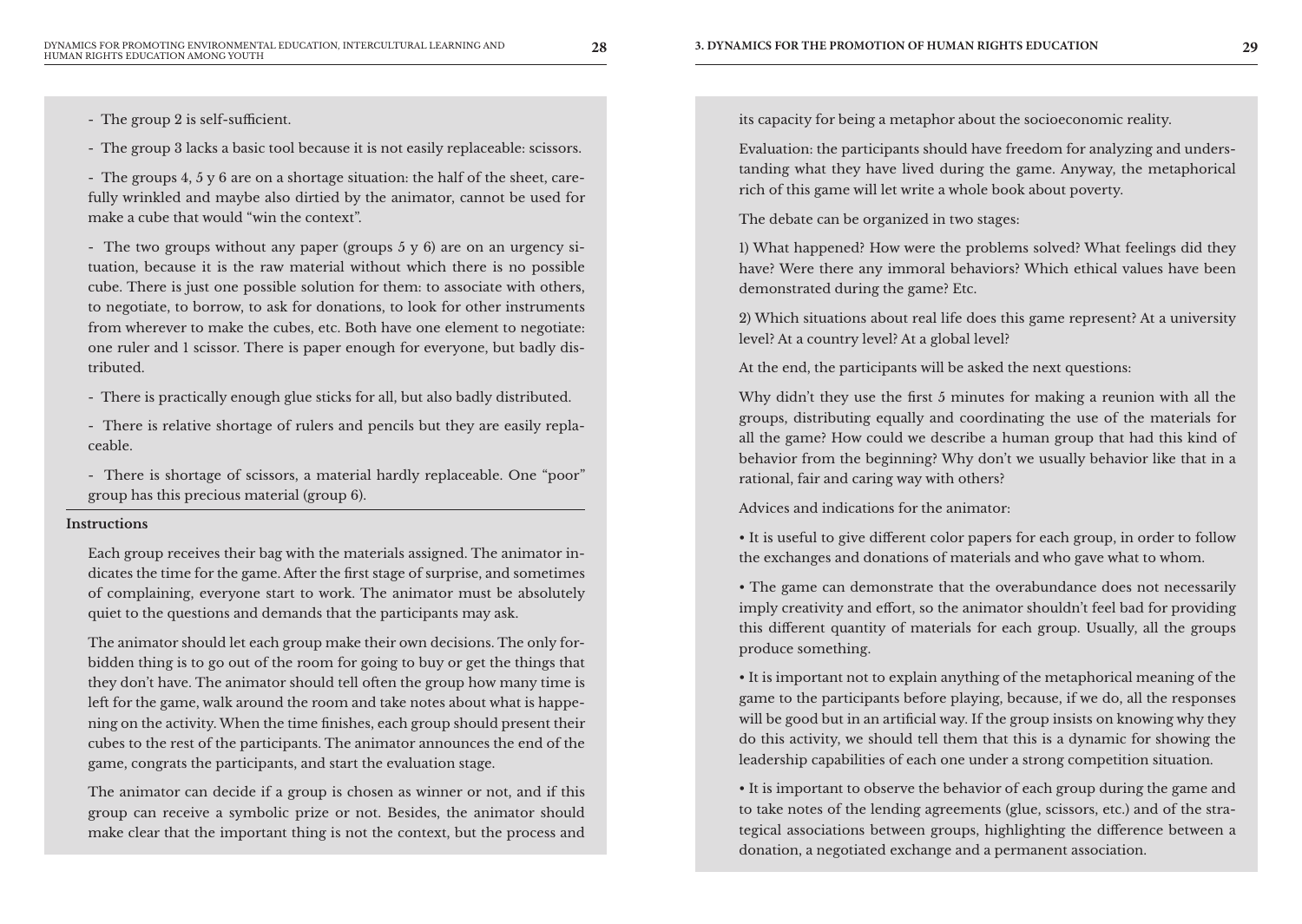- The group 2 is self-sufficient.

- The group 3 lacks a basic tool because it is not easily replaceable: scissors.

- The groups 4, 5 y 6 are on a shortage situation: the half of the sheet, carefully wrinkled and maybe also dirtied by the animator, cannot be used for make a cube that would "win the context".

- The two groups without any paper (groups 5 y 6) are on an urgency situation, because it is the raw material without which there is no possible cube. There is just one possible solution for them: to associate with others, to negotiate, to borrow, to ask for donations, to look for other instruments from wherever to make the cubes, etc. Both have one element to negotiate: one ruler and 1 scissor. There is paper enough for everyone, but badly distributed.

- There is practically enough glue sticks for all, but also badly distributed.

- There is relative shortage of rulers and pencils but they are easily replaceable.

- There is shortage of scissors, a material hardly replaceable. One "poor" group has this precious material (group 6).

**Instructions**

Each group receives their bag with the materials assigned. The animator indicates the time for the game. After the first stage of surprise, and sometimes of complaining, everyone start to work. The animator must be absolutely quiet to the questions and demands that the participants may ask.

The animator should let each group make their own decisions. The only forbidden thing is to go out of the room for going to buy or get the things that they don't have. The animator should tell often the group how many time is left for the game, walk around the room and take notes about what is happening on the activity. When the time finishes, each group should present their cubes to the rest of the participants. The animator announces the end of the game, congrats the participants, and start the evaluation stage.

The animator can decide if a group is chosen as winner or not, and if this group can receive a symbolic prize or not. Besides, the animator should make clear that the important thing is not the context, but the process and its capacity for being a metaphor about the socioeconomic reality.

Evaluation: the participants should have freedom for analyzing and understanding what they have lived during the game. Anyway, the metaphorical rich of this game will let write a whole book about poverty.

The debate can be organized in two stages:

1) What happened? How were the problems solved? What feelings did they have? Were there any immoral behaviors? Which ethical values have been demonstrated during the game? Etc.

2) Which situations about real life does this game represent? At a university level? At a country level? At a global level?

At the end, the participants will be asked the next questions:

Why didn't they use the first 5 minutes for making a reunion with all the groups, distributing equally and coordinating the use of the materials for all the game? How could we describe a human group that had this kind of behavior from the beginning? Why don't we usually behavior like that in a rational, fair and caring way with others?

Advices and indications for the animator:

• It is useful to give different color papers for each group, in order to follow the exchanges and donations of materials and who gave what to whom.

• The game can demonstrate that the overabundance does not necessarily imply creativity and effort, so the animator shouldn't feel bad for providing this different quantity of materials for each group. Usually, all the groups produce something.

• It is important not to explain anything of the metaphorical meaning of the game to the participants before playing, because, if we do, all the responses will be good but in an artificial way. If the group insists on knowing why they do this activity, we should tell them that this is a dynamic for showing the leadership capabilities of each one under a strong competition situation.

• It is important to observe the behavior of each group during the game and to take notes of the lending agreements (glue, scissors, etc.) and of the strategical associations between groups, highlighting the difference between a donation, a negotiated exchange and a permanent association.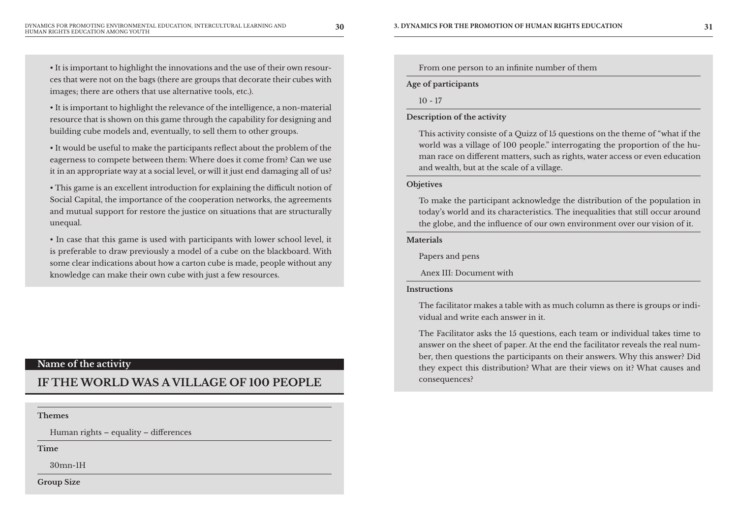• It is important to highlight the innovations and the use of their own resources that were not on the bags (there are groups that decorate their cubes with images; there are others that use alternative tools, etc.).

• It is important to highlight the relevance of the intelligence, a non-material resource that is shown on this game through the capability for designing and building cube models and, eventually, to sell them to other groups.

• It would be useful to make the participants reflect about the problem of the eagerness to compete between them: Where does it come from? Can we use it in an appropriate way at a social level, or will it just end damaging all of us?

• This game is an excellent introduction for explaining the difficult notion of Social Capital, the importance of the cooperation networks, the agreements and mutual support for restore the justice on situations that are structurally unequal.

• In case that this game is used with participants with lower school level, it is preferable to draw previously a model of a cube on the blackboard. With some clear indications about how a carton cube is made, people without any knowledge can make their own cube with just a few resources.

**Name of the activity**

## IF THE WORLD WAS A VILLAGE OF 100 PEOPLE

**Themes**

Human rights – equality – differences

**Time**

30mn-1H

**Group Size**

From one person to an infinite number of them

**Age of participants**

10 - 17

**Description of the activity**

This activity consiste of a Quizz of 15 questions on the theme of "what if the world was a village of 100 people." interrogating the proportion of the human race on different matters, such as rights, water access or even education and wealth, but at the scale of a village.

**Objetives**

To make the participant acknowledge the distribution of the population in today's world and its characteristics. The inequalities that still occur around the globe, and the influence of our own environment over our vision of it.

**Materials**

Papers and pens

Anex III: Document with

**Instructions**

The facilitator makes a table with as much column as there is groups or individual and write each answer in it.

The Facilitator asks the 15 questions, each team or individual takes time to answer on the sheet of paper. At the end the facilitator reveals the real number, then questions the participants on their answers. Why this answer? Did they expect this distribution? What are their views on it? What causes and consequences?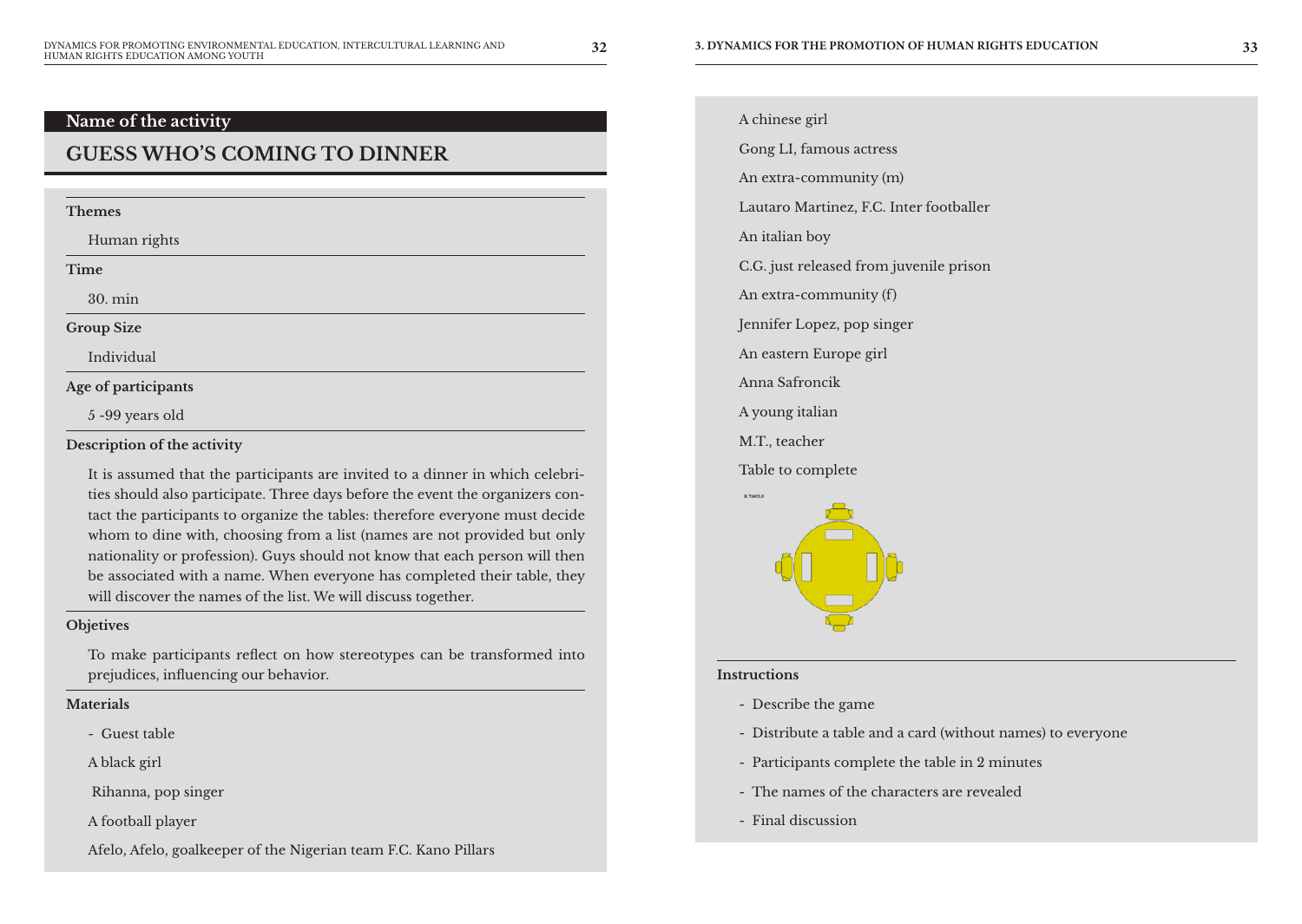## Name of the activity

# GUESS WHO'S COMING TO DINNER

**Themes**

Human rights

**Time**

30. min

**Group Size**

Individual

**Age of participants**

5 -99 years old

**Description of the activity**

It is assumed that the participants are invited to a dinner in which celebrities should also participate. Three days before the event the organizers contact the participants to organize the tables: therefore everyone must decide whom to dine with, choosing from a list (names are not provided but only nationality or profession). Guys should not know that each person will then be associated with a name. When everyone has completed their table, they will discover the names of the list. We will discuss together.

**Objetives**

To make participants reflect on how stereotypes can be transformed into prejudices, influencing our behavior.

**Materials**

- Guest table

A black girl

Rihanna, pop singer

A football player

Afelo, Afelo, goalkeeper of the Nigerian team F.C. Kano Pillars

A chinese girl

Gong LI, famous actress

An extra-community (m)

Lautaro Martinez, F.C. Inter footballer

An italian boy

C.G. just released from juvenile prison

An extra-community (f)

Jennifer Lopez, pop singer

An eastern Europe girl

Anna Safroncik

A young italian

M.T., teacher

Table to complete

**Instructions**

- Describe the game
- Distribute a table and a card (without names) to everyone
- Participants complete the table in 2 minutes
- The names of the characters are revealed
- Final discussion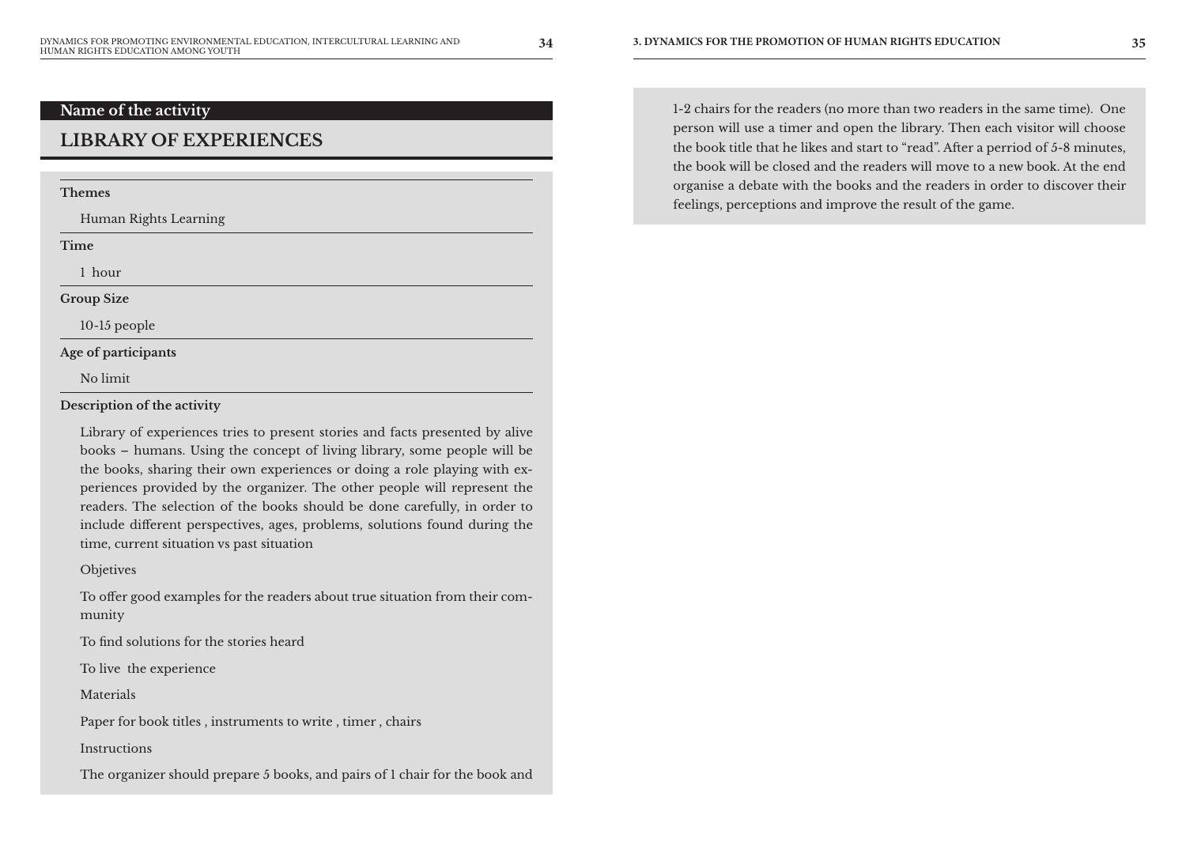**Name of the activity**

## LIBRARY OF EXPERIENCES

**Themes**

Human Rights Learning

**Time**

1 hour

**Group Size**

10-15 people

**Age of participants**

No limit

**Description of the activity**

Library of experiences tries to present stories and facts presented by alive books – humans. Using the concept of living library, some people will be the books, sharing their own experiences or doing a role playing with experiences provided by the organizer. The other people will represent the readers. The selection of the books should be done carefully, in order to include different perspectives, ages, problems, solutions found during the time, current situation vs past situation

Objetives

To offer good examples for the readers about true situation from their community

To find solutions for the stories heard

To live the experience

Materials

Paper for book titles , instruments to write , timer , chairs

Instructions

The organizer should prepare 5 books, and pairs of 1 chair for the book and 1-2 chairs for the readers (no more than two readers in the same time). One person will use a timer and open the library. Then each visitor will choose the book title that he likes and start to "read". After a perriod of 5-8 minutes, the book will be closed and the readers will move to a new book. At the end organise a debate with the books and the readers in order to discover their feelings, perceptions and improve the result of the game.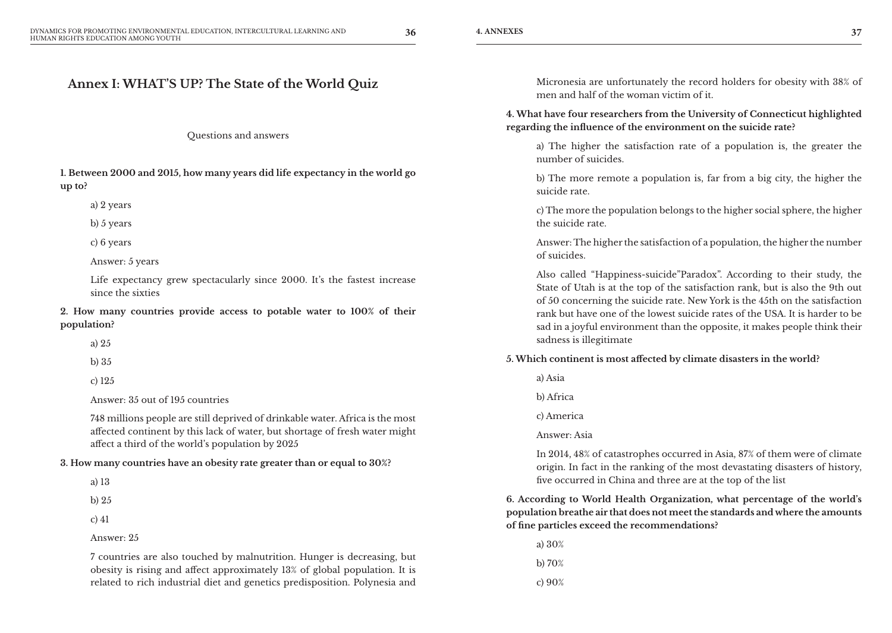## Annex I: WHAT'S UP? The State of the World Quiz

Questions and answers

**1. Between 2000 and 2015, how many years did life expectancy in the world go up to?**

a) 2 years

b) 5 years

c) 6 years

Answer: 5 years

Life expectancy grew spectacularly since 2000. It's the fastest increase since the sixties

**2. How many countries provide access to potable water to 100% of their population?**

a) 25

b) 35

c) 125

Answer: 35 out of 195 countries

748 millions people are still deprived of drinkable water. Africa is the most affected continent by this lack of water, but shortage of fresh water might affect a third of the world's population by 2025

**3. How many countries have an obesity rate greater than or equal to 30%?**

a) 13

b) 25

c) 41

Answer: 25

7 countries are also touched by malnutrition. Hunger is decreasing, but obesity is rising and affect approximately 13% of global population. It is related to rich industrial diet and genetics predisposition. Polynesia and Micronesia are unfortunately the record holders for obesity with 38% of men and half of the woman victim of it.

**4. What have four researchers from the University of Connecticut highlighted regarding the influence of the environment on the suicide rate?**

a) The higher the satisfaction rate of a population is, the greater the number of suicides.

b) The more remote a population is, far from a big city, the higher the suicide rate.

c) The more the population belongs to the higher social sphere, the higher the suicide rate.

Answer: The higher the satisfaction of a population, the higher the number of suicides.

Also called "Happiness-suicide"Paradox". According to their study, the State of Utah is at the top of the satisfaction rank, but is also the 9th out of 50 concerning the suicide rate. New York is the 45th on the satisfaction rank but have one of the lowest suicide rates of the USA. It is harder to be sad in a joyful environment than the opposite, it makes people think their sadness is illegitimate

**5. Which continent is most affected by climate disasters in the world?**

a) Asia

b) Africa

c) America

Answer: Asia

In 2014, 48% of catastrophes occurred in Asia, 87% of them were of climate origin. In fact in the ranking of the most devastating disasters of history, five occurred in China and three are at the top of the list

**6. According to World Health Organization, what percentage of the world's population breathe air that does not meet the standards and where the amounts of fine particles exceed the recommendations?**

a) 30%

b) 70%

c) 90%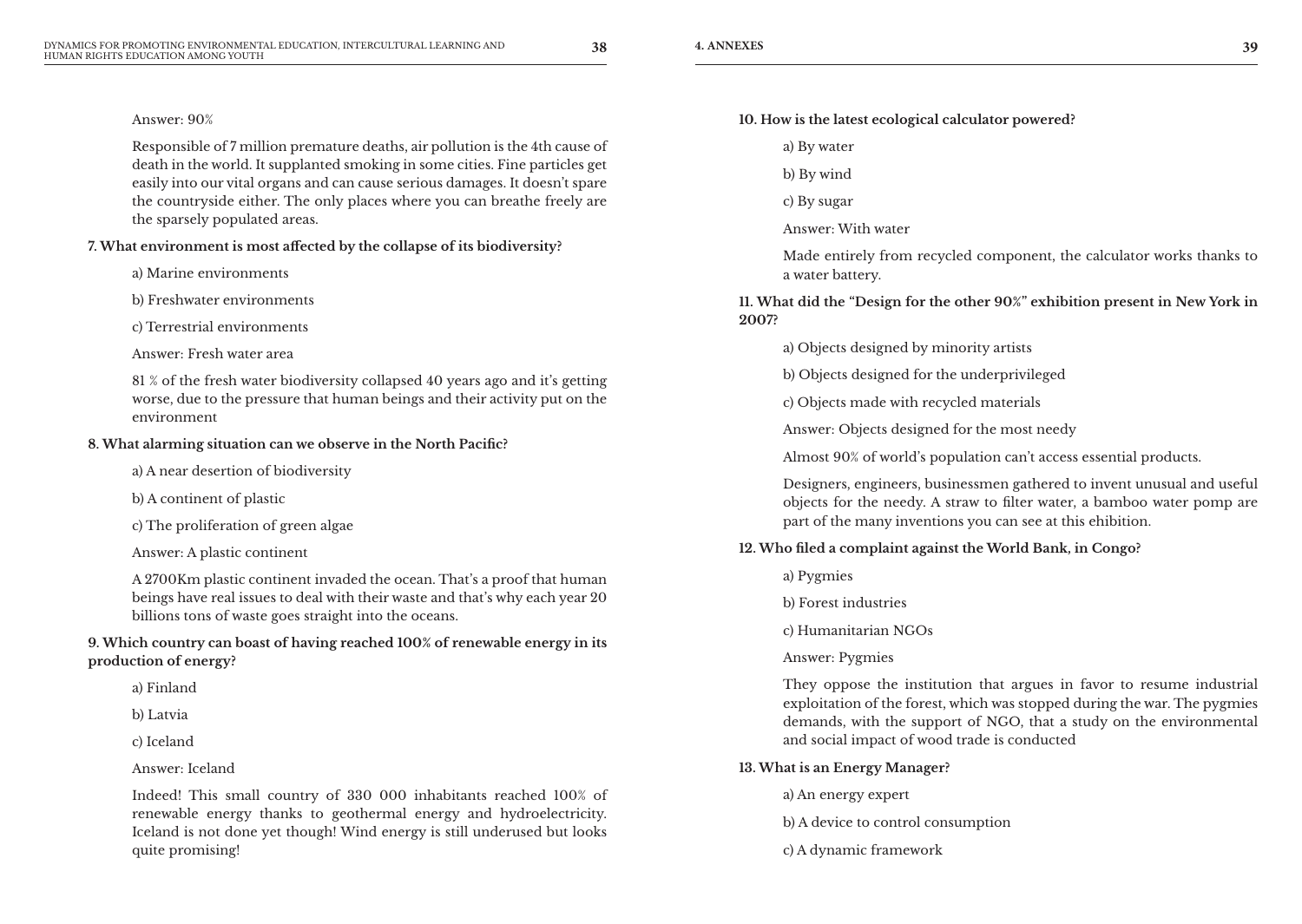Answer: 90%

Responsible of 7 million premature deaths, air pollution is the 4th cause of death in the world. It supplanted smoking in some cities. Fine particles get easily into our vital organs and can cause serious damages. It doesn't spare the countryside either. The only places where you can breathe freely are the sparsely populated areas.

**7. What environment is most affected by the collapse of its biodiversity?**

a) Marine environments

b) Freshwater environments

c) Terrestrial environments

Answer: Fresh water area

81 % of the fresh water biodiversity collapsed 40 years ago and it's getting worse, due to the pressure that human beings and their activity put on the environment

**8. What alarming situation can we observe in the North Pacific?**

a) A near desertion of biodiversity

b) A continent of plastic

c) The proliferation of green algae

Answer: A plastic continent

A 2700Km plastic continent invaded the ocean. That's a proof that human beings have real issues to deal with their waste and that's why each year 20 billions tons of waste goes straight into the oceans.

**9. Which country can boast of having reached 100% of renewable energy in its production of energy?**

a) Finland

b) Latvia

c) Iceland

Answer: Iceland

Indeed! This small country of 330 000 inhabitants reached 100% of renewable energy thanks to geothermal energy and hydroelectricity. Iceland is not done yet though! Wind energy is still underused but looks quite promising!

**10. How is the latest ecological calculator powered?**

a) By water

b) By wind

c) By sugar

Answer: With water

Made entirely from recycled component, the calculator works thanks to a water battery.

**11. What did the "Design for the other 90%" exhibition present in New York in 2007?**

a) Objects designed by minority artists

b) Objects designed for the underprivileged

c) Objects made with recycled materials

Answer: Objects designed for the most needy

Almost 90% of world's population can't access essential products.

Designers, engineers, businessmen gathered to invent unusual and useful objects for the needy. A straw to filter water, a bamboo water pomp are part of the many inventions you can see at this ehibition.

**12. Who filed a complaint against the World Bank, in Congo?**

a) Pygmies

b) Forest industries

c) Humanitarian NGOs

Answer: Pygmies

They oppose the institution that argues in favor to resume industrial exploitation of the forest, which was stopped during the war. The pygmies demands, with the support of NGO, that a study on the environmental and social impact of wood trade is conducted

**13. What is an Energy Manager?**

a) An energy expert

b) A device to control consumption

c) A dynamic framework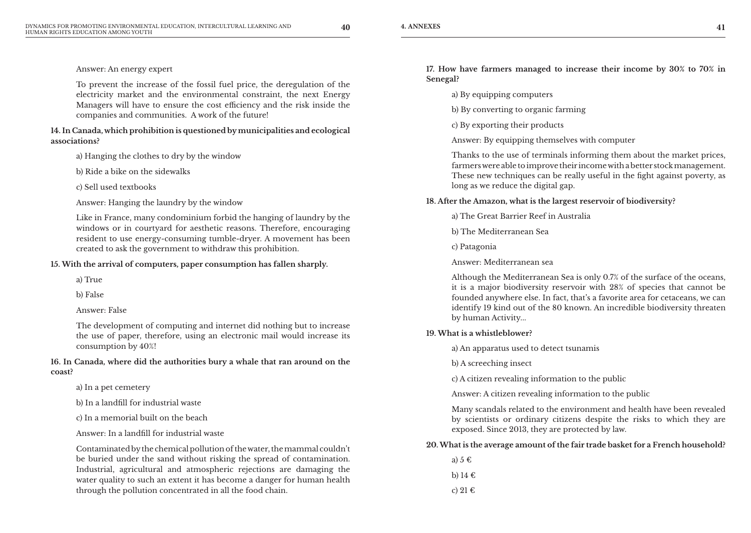Answer: An energy expert

To prevent the increase of the fossil fuel price, the deregulation of the electricity market and the environmental constraint, the next Energy Managers will have to ensure the cost efficiency and the risk inside the companies and communities. A work of the future!

**14. In Canada, which prohibition is questioned by municipalities and ecological associations?**

a) Hanging the clothes to dry by the window

b) Ride a bike on the sidewalks

c) Sell used textbooks

Answer: Hanging the laundry by the window

Like in France, many condominium forbid the hanging of laundry by the windows or in courtyard for aesthetic reasons. Therefore, encouraging resident to use energy-consuming tumble-dryer. A movement has been created to ask the government to withdraw this prohibition.

**15. With the arrival of computers, paper consumption has fallen sharply.**

a) True

b) False

Answer: False

The development of computing and internet did nothing but to increase the use of paper, therefore, using an electronic mail would increase its consumption by 40%!

**16. In Canada, where did the authorities bury a whale that ran around on the coast?**

a) In a pet cemetery

b) In a landfill for industrial waste

c) In a memorial built on the beach

Answer: In a landfill for industrial waste

Contaminated by the chemical pollution of the water, the mammal couldn't be buried under the sand without risking the spread of contamination. Industrial, agricultural and atmospheric rejections are damaging the water quality to such an extent it has become a danger for human health through the pollution concentrated in all the food chain.

**17. How have farmers managed to increase their income by 30% to 70% in Senegal?**

a) By equipping computers

b) By converting to organic farming

c) By exporting their products

Answer: By equipping themselves with computer

Thanks to the use of terminals informing them about the market prices, farmers were able to improve their income with a better stock management. These new techniques can be really useful in the fight against poverty, as long as we reduce the digital gap.

**18. After the Amazon, what is the largest reservoir of biodiversity?**

a) The Great Barrier Reef in Australia

b) The Mediterranean Sea

c) Patagonia

Answer: Mediterranean sea

Although the Mediterranean Sea is only 0.7% of the surface of the oceans, it is a major biodiversity reservoir with 28% of species that cannot be founded anywhere else. In fact, that's a favorite area for cetaceans, we can identify 19 kind out of the 80 known. An incredible biodiversity threaten by human Activity...

**19. What is a whistleblower?**

a) An apparatus used to detect tsunamis

b) A screeching insect

c) A citizen revealing information to the public

Answer: A citizen revealing information to the public

Many scandals related to the environment and health have been revealed by scientists or ordinary citizens despite the risks to which they are exposed. Since 2013, they are protected by law.

**20. What is the average amount of the fair trade basket for a French household?**

a) 5 €

b) 14 €

c) 21 €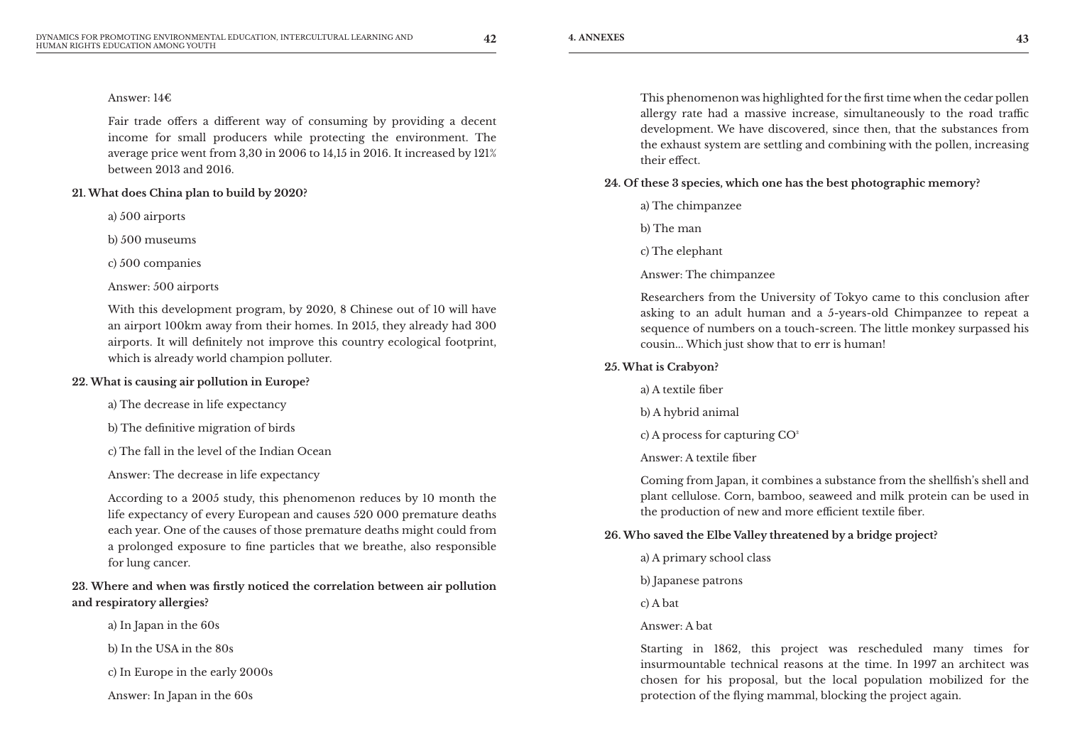Answer: 14€

Fair trade offers a different way of consuming by providing a decent income for small producers while protecting the environment. The average price went from 3,30 in 2006 to 14,15 in 2016. It increased by 121% between 2013 and 2016.

**21. What does China plan to build by 2020?**

a) 500 airports

b) 500 museums

c) 500 companies

Answer: 500 airports

With this development program, by 2020, 8 Chinese out of 10 will have an airport 100km away from their homes. In 2015, they already had 300 airports. It will definitely not improve this country ecological footprint, which is already world champion polluter.

**22. What is causing air pollution in Europe?**

a) The decrease in life expectancy

b) The definitive migration of birds

c) The fall in the level of the Indian Ocean

Answer: The decrease in life expectancy

According to a 2005 study, this phenomenon reduces by 10 month the life expectancy of every European and causes 520 000 premature deaths each year. One of the causes of those premature deaths might could from a prolonged exposure to fine particles that we breathe, also responsible for lung cancer.

**23. Where and when was firstly noticed the correlation between air pollution and respiratory allergies?**

a) In Japan in the 60s

b) In the USA in the 80s

c) In Europe in the early 2000s

Answer: In Japan in the 60s

This phenomenon was highlighted for the first time when the cedar pollen allergy rate had a massive increase, simultaneously to the road traffic development. We have discovered, since then, that the substances from the exhaust system are settling and combining with the pollen, increasing their effect.

**24. Of these 3 species, which one has the best photographic memory?**

a) The chimpanzee

b) The man

c) The elephant

Answer: The chimpanzee

Researchers from the University of Tokyo came to this conclusion after asking to an adult human and a 5-years-old Chimpanzee to repeat a sequence of numbers on a touch-screen. The little monkey surpassed his cousin... Which just show that to err is human!

**25. What is Crabyon?**

a) A textile fiber

b) A hybrid animal

c) A process for capturing $CO_2$

Answer: A textile fiber

Coming from Japan, it combines a substance from the shellfish's shell and plant cellulose. Corn, bamboo, seaweed and milk protein can be used in the production of new and more efficient textile fiber.

**26. Who saved the Elbe Valley threatened by a bridge project?**

a) A primary school class

b) Japanese patrons

c) A bat

Answer: A bat

Starting in 1862, this project was rescheduled many times for insurmountable technical reasons at the time. In 1997 an architect was chosen for his proposal, but the local population mobilized for the protection of the flying mammal, blocking the project again.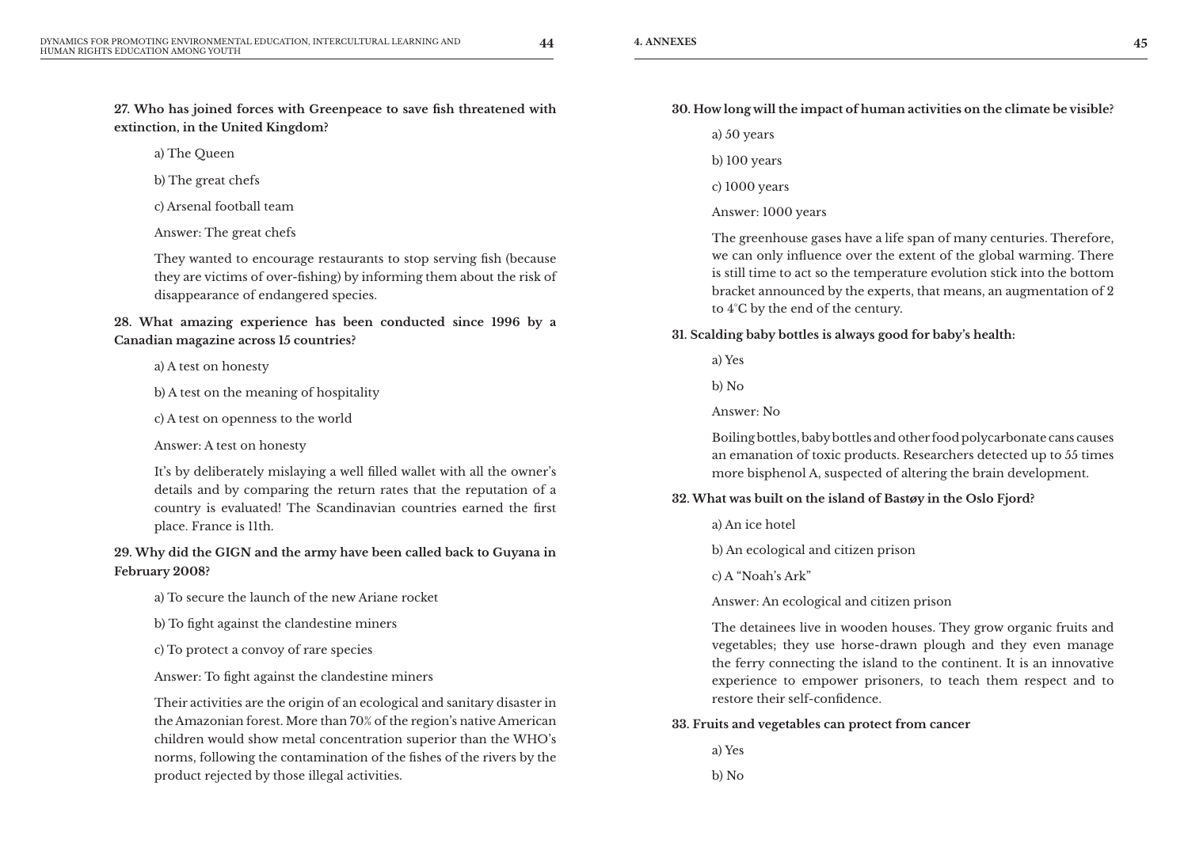**27. Who has joined forces with Greenpeace to save fish threatened with extinction, in the United Kingdom?**

a) The Queen

b) The great chefs

c) Arsenal football team

Answer: The great chefs

They wanted to encourage restaurants to stop serving fish (because they are victims of over-fishing) by informing them about the risk of disappearance of endangered species.

**28. What amazing experience has been conducted since 1996 by a Canadian magazine across 15 countries?**

a) A test on honesty

b) A test on the meaning of hospitality

c) A test on openness to the world

Answer: A test on honesty

It's by deliberately mislaying a well filled wallet with all the owner's details and by comparing the return rates that the reputation of a country is evaluated! The Scandinavian countries earned the first place. France is 11th.

**29. Why did the GIGN and the army have been called back to Guyana in February 2008?**

a) To secure the launch of the new Ariane rocket

b) To fight against the clandestine miners

c) To protect a convoy of rare species

Answer: To fight against the clandestine miners

Their activities are the origin of an ecological and sanitary disaster in the Amazonian forest. More than 70% of the region's native American children would show metal concentration superior than the WHO's norms, following the contamination of the fishes of the rivers by the product rejected by those illegal activities.

**30. How long will the impact of human activities on the climate be visible?**

a) 50 years

b) 100 years

c) 1000 years

Answer: 1000 years

The greenhouse gases have a life span of many centuries. Therefore, we can only influence over the extent of the global warming. There is still time to act so the temperature evolution stick into the bottom bracket announced by the experts, that means, an augmentation of 2 to 4°C by the end of the century.

**31. Scalding baby bottles is always good for baby's health:**

a) Yes

b) No

Answer: No

Boiling bottles, baby bottles and other food polycarbonate cans causes an emanation of toxic products. Researchers detected up to 55 times more bisphenol A, suspected of altering the brain development.

**32. What was built on the island of Bastøy in the Oslo Fjord?**

a) An ice hotel

b) An ecological and citizen prison

c) A "Noah's Ark"

Answer: An ecological and citizen prison

The detainees live in wooden houses. They grow organic fruits and vegetables; they use horse-drawn plough and they even manage the ferry connecting the island to the continent. It is an innovative experience to empower prisoners, to teach them respect and to restore their self-confidence.

**33. Fruits and vegetables can protect from cancer**

a) Yes

b) No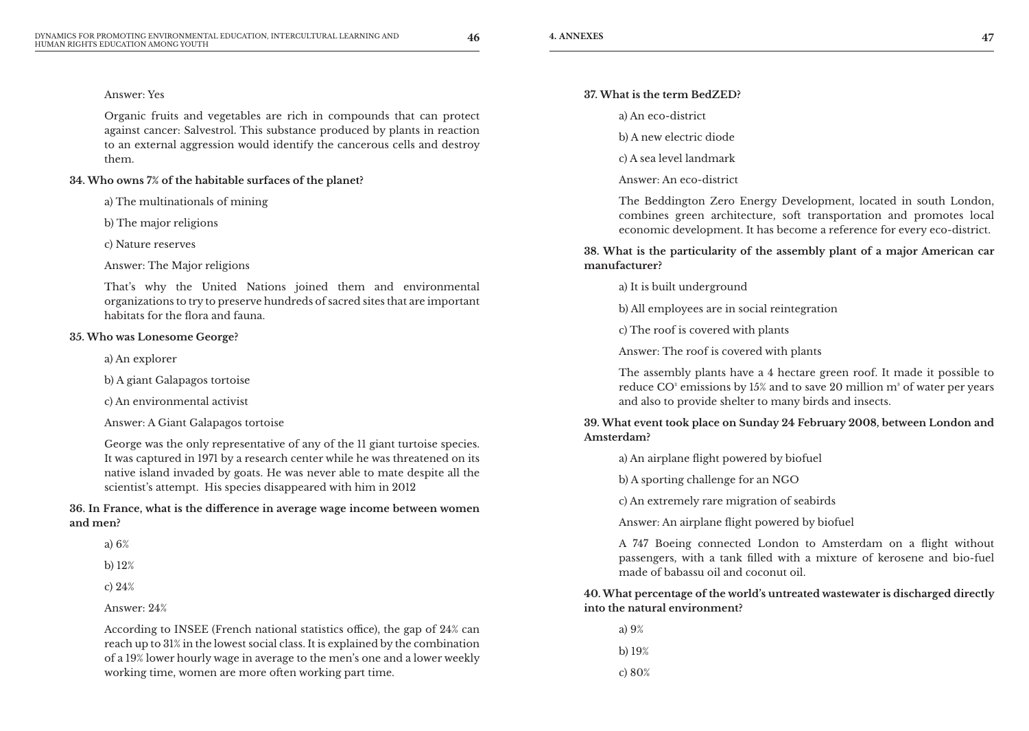Answer: Yes

Organic fruits and vegetables are rich in compounds that can protect against cancer: Salvestrol. This substance produced by plants in reaction to an external aggression would identify the cancerous cells and destroy them.

**34. Who owns 7% of the habitable surfaces of the planet?**

a) The multinationals of mining

b) The major religions

c) Nature reserves

Answer: The Major religions

That's why the United Nations joined them and environmental organizations to try to preserve hundreds of sacred sites that are important habitats for the flora and fauna.

**35. Who was Lonesome George?**

a) An explorer

b) A giant Galapagos tortoise

c) An environmental activist

Answer: A Giant Galapagos tortoise

George was the only representative of any of the 11 giant turtoise species. It was captured in 1971 by a research center while he was threatened on its native island invaded by goats. He was never able to mate despite all the scientist's attempt. His species disappeared with him in 2012

**36. In France, what is the difference in average wage income between women and men?**

a) 6%

b) 12%

c) 24%

Answer: 24%

According to INSEE (French national statistics office), the gap of 24% can reach up to 31% in the lowest social class. It is explained by the combination of a 19% lower hourly wage in average to the men's one and a lower weekly working time, women are more often working part time.

**37. What is the term BedZED?**

a) An eco-district

b) A new electric diode

c) A sea level landmark

Answer: An eco-district

The Beddington Zero Energy Development, located in south London, combines green architecture, soft transportation and promotes local economic development. It has become a reference for every eco-district.

**38. What is the particularity of the assembly plant of a major American car manufacturer?**

a) It is built underground

b) All employees are in social reintegration

c) The roof is covered with plants

Answer: The roof is covered with plants

The assembly plants have a 4 hectare green roof. It made it possible to reduce $CO^2$ emissions by 15% and to save 20 million $m^3$ of water per years and also to provide shelter to many birds and insects.

**39. What event took place on Sunday 24 February 2008, between London and Amsterdam?**

a) An airplane flight powered by biofuel

b) A sporting challenge for an NGO

c) An extremely rare migration of seabirds

Answer: An airplane flight powered by biofuel

A 747 Boeing connected London to Amsterdam on a flight without passengers, with a tank filled with a mixture of kerosene and bio-fuel made of babassu oil and coconut oil.

**40. What percentage of the world's untreated wastewater is discharged directly into the natural environment?**

a) 9%

b) 19%

c) 80%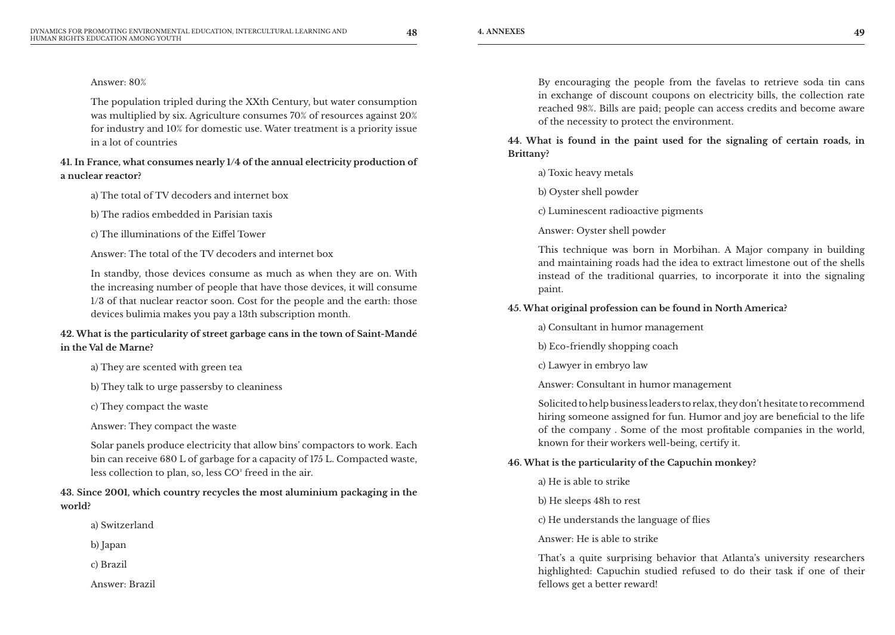Answer: 80%

The population tripled during the XXth Century, but water consumption was multiplied by six. Agriculture consumes 70% of resources against 20% for industry and 10% for domestic use. Water treatment is a priority issue in a lot of countries

**41. In France, what consumes nearly 1/4 of the annual electricity production of a nuclear reactor?**

a) The total of TV decoders and internet box

b) The radios embedded in Parisian taxis

c) The illuminations of the Eiffel Tower

Answer: The total of the TV decoders and internet box

In standby, those devices consume as much as when they are on. With the increasing number of people that have those devices, it will consume 1/3 of that nuclear reactor soon. Cost for the people and the earth: those devices bulimia makes you pay a 13th subscription month.

**42. What is the particularity of street garbage cans in the town of Saint-Mandé in the Val de Marne?**

a) They are scented with green tea

b) They talk to urge passersby to cleaniness

c) They compact the waste

Answer: They compact the waste

Solar panels produce electricity that allow bins' compactors to work. Each bin can receive 680 L of garbage for a capacity of 175 L. Compacted waste, less collection to plan, so, less $CO^2$ freed in the air.

**43. Since 2001, which country recycles the most aluminium packaging in the world?**

a) Switzerland

b) Japan

c) Brazil

Answer: Brazil

By encouraging the people from the favelas to retrieve soda tin cans in exchange of discount coupons on electricity bills, the collection rate reached 98%. Bills are paid; people can access credits and become aware of the necessity to protect the environment.

**44. What is found in the paint used for the signaling of certain roads, in Brittany?**

a) Toxic heavy metals

b) Oyster shell powder

c) Luminescent radioactive pigments

Answer: Oyster shell powder

This technique was born in Morbihan. A Major company in building and maintaining roads had the idea to extract limestone out of the shells instead of the traditional quarries, to incorporate it into the signaling paint.

**45. What original profession can be found in North America?**

a) Consultant in humor management

b) Eco-friendly shopping coach

c) Lawyer in embryo law

Answer: Consultant in humor management

Solicited to help business leaders to relax, they don't hesitate to recommend hiring someone assigned for fun. Humor and joy are beneficial to the life of the company . Some of the most profitable companies in the world, known for their workers well-being, certify it.

**46. What is the particularity of the Capuchin monkey?**

a) He is able to strike

b) He sleeps 48h to rest

c) He understands the language of flies

Answer: He is able to strike

That's a quite surprising behavior that Atlanta's university researchers highlighted: Capuchin studied refused to do their task if one of their fellows get a better reward!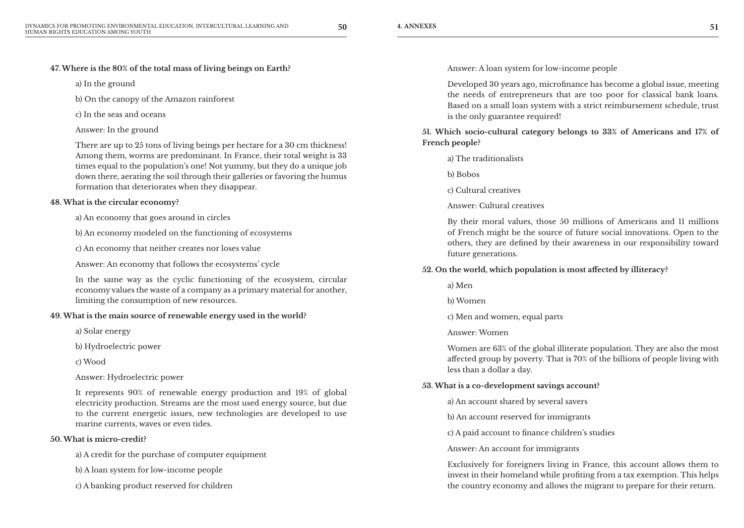**47. Where is the 80% of the total mass of living beings on Earth?**

a) In the ground

b) On the canopy of the Amazon rainforest

c) In the seas and oceans

Answer: In the ground

There are up to 25 tons of living beings per hectare for a 30 cm thickness! Among them, worms are predominant. In France, their total weight is 33 times equal to the population's one! Not yummy, but they do a unique job down there, aerating the soil through their galleries or favoring the humus formation that deteriorates when they disappear.

**48. What is the circular economy?**

a) An economy that goes around in circles

b) An economy modeled on the functioning of ecosystems

c) An economy that neither creates nor loses value

Answer: An economy that follows the ecosystems' cycle

In the same way as the cyclic functioning of the ecosystem, circular economy values the waste of a company as a primary material for another, limiting the consumption of new resources.

**49. What is the main source of renewable energy used in the world?**

a) Solar energy

b) Hydroelectric power

c) Wood

Answer: Hydroelectric power

It represents 90% of renewable energy production and 19% of global electricity production. Streams are the most used energy source, but due to the current energetic issues, new technologies are developed to use marine currents, waves or even tides.

**50. What is micro-credit?**

a) A credit for the purchase of computer equipment

b) A loan system for low-income people

c) A banking product reserved for children

Answer: A loan system for low-income people

Developed 30 years ago, microfinance has become a global issue, meeting the needs of entrepreneurs that are too poor for classical bank loans. Based on a small loan system with a strict reimbursement schedule, trust is the only guarantee required!

**51. Which socio-cultural category belongs to 33% of Americans and 17% of French people?**

a) The traditionalists

b) Bobos

c) Cultural creatives

Answer: Cultural creatives

By their moral values, those 50 millions of Americans and 11 millions of French might be the source of future social innovations. Open to the others, they are defined by their awareness in our responsibility toward future generations.

**52. On the world, which population is most affected by illiteracy?**

a) Men

b) Women

c) Men and women, equal parts

Answer: Women

Women are 63% of the global illiterate population. They are also the most affected group by poverty. That is 70% of the billions of people living with less than a dollar a day.

**53. What is a co-development savings account?**

a) An account shared by several savers

b) An account reserved for immigrants

c) A paid account to finance children's studies

Answer: An account for immigrants

Exclusively for foreigners living in France, this account allows them to invest in their homeland while profiting from a tax exemption. This helps the country economy and allows the migrant to prepare for their return.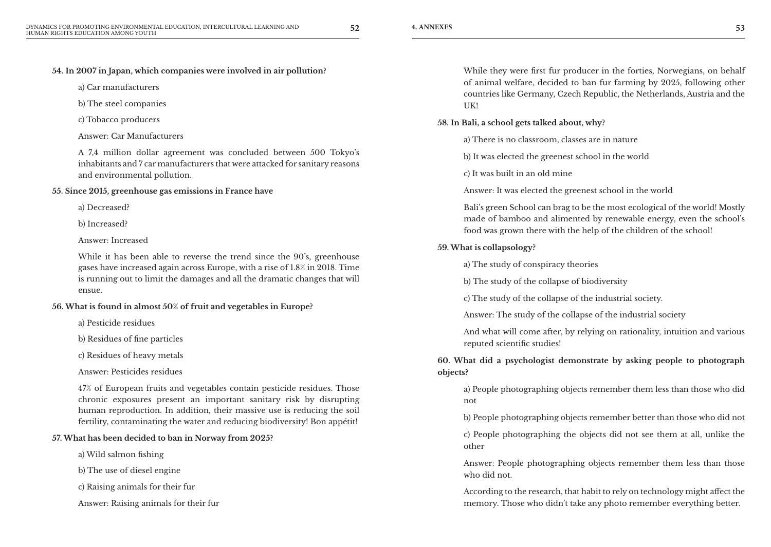**54. In 2007 in Japan, which companies were involved in air pollution?**

a) Car manufacturers

b) The steel companies

c) Tobacco producers

Answer: Car Manufacturers

A 7,4 million dollar agreement was concluded between 500 Tokyo's inhabitants and 7 car manufacturers that were attacked for sanitary reasons and environmental pollution.

**55. Since 2015, greenhouse gas emissions in France have**

a) Decreased?

b) Increased?

Answer: Increased

While it has been able to reverse the trend since the 90's, greenhouse gases have increased again across Europe, with a rise of 1.8% in 2018. Time is running out to limit the damages and all the dramatic changes that will ensue.

**56. What is found in almost 50% of fruit and vegetables in Europe?**

a) Pesticide residues

b) Residues of fine particles

c) Residues of heavy metals

Answer: Pesticides residues

47% of European fruits and vegetables contain pesticide residues. Those chronic exposures present an important sanitary risk by disrupting human reproduction. In addition, their massive use is reducing the soil fertility, contaminating the water and reducing biodiversity! Bon appétit!

**57. What has been decided to ban in Norway from 2025?**

a) Wild salmon fishing

b) The use of diesel engine

c) Raising animals for their fur

Answer: Raising animals for their fur

While they were first fur producer in the forties, Norwegians, on behalf of animal welfare, decided to ban fur farming by 2025, following other countries like Germany, Czech Republic, the Netherlands, Austria and the UK!

**58. In Bali, a school gets talked about, why?**

a) There is no classroom, classes are in nature

b) It was elected the greenest school in the world

c) It was built in an old mine

Answer: It was elected the greenest school in the world

Bali's green School can brag to be the most ecological of the world! Mostly made of bamboo and alimented by renewable energy, even the school's food was grown there with the help of the children of the school!

**59. What is collapsology?**

a) The study of conspiracy theories

b) The study of the collapse of biodiversity

c) The study of the collapse of the industrial society.

Answer: The study of the collapse of the industrial society

And what will come after, by relying on rationality, intuition and various reputed scientific studies!

**60. What did a psychologist demonstrate by asking people to photograph objects?**

a) People photographing objects remember them less than those who did not

b) People photographing objects remember better than those who did not

c) People photographing the objects did not see them at all, unlike the other

Answer: People photographing objects remember them less than those who did not.

According to the research, that habit to rely on technology might affect the memory. Those who didn't take any photo remember everything better.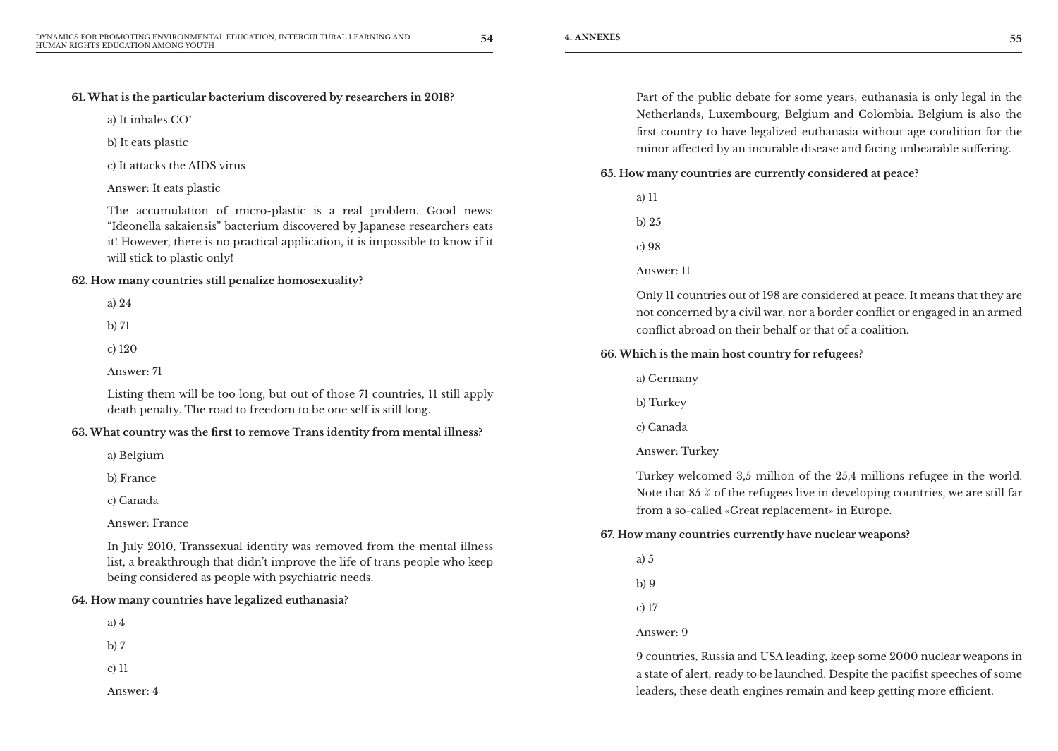**61. What is the particular bacterium discovered by researchers in 2018?**

a) It inhales $CO^2$

b) It eats plastic

c) It attacks the AIDS virus

Answer: It eats plastic

The accumulation of micro-plastic is a real problem. Good news: “Ideonella sakaiensis” bacterium discovered by Japanese researchers eats it! However, there is no practical application, it is impossible to know if it will stick to plastic only!

**62. How many countries still penalize homosexuality?**

a) 24

b) 71

c) 120

Answer: 71

Listing them will be too long, but out of those 71 countries, 11 still apply death penalty. The road to freedom to be one self is still long.

**63. What country was the first to remove Trans identity from mental illness?**

a) Belgium

b) France

c) Canada

Answer: France

In July 2010, Transsexual identity was removed from the mental illness list, a breakthrough that didn’t improve the life of trans people who keep being considered as people with psychiatric needs.

**64. How many countries have legalized euthanasia?**

a) 4

b) 7

c) 11

Answer: 4

Part of the public debate for some years, euthanasia is only legal in the Netherlands, Luxembourg, Belgium and Colombia. Belgium is also the first country to have legalized euthanasia without age condition for the minor affected by an incurable disease and facing unbearable suffering.

**65. How many countries are currently considered at peace?**

a) 11

b) 25

c) 98

Answer: 11

Only 11 countries out of 198 are considered at peace. It means that they are not concerned by a civil war, nor a border conflict or engaged in an armed conflict abroad on their behalf or that of a coalition.

**66. Which is the main host country for refugees?**

a) Germany

b) Turkey

c) Canada

Answer: Turkey

Turkey welcomed 3,5 million of the 25,4 millions refugee in the world. Note that 85 % of the refugees live in developing countries, we are still far from a so-called «Great replacement» in Europe.

**67. How many countries currently have nuclear weapons?**

a) 5

b) 9

c) 17

Answer: 9

9 countries, Russia and USA leading, keep some 2000 nuclear weapons in a state of alert, ready to be launched. Despite the pacifist speeches of some leaders, these death engines remain and keep getting more efficient.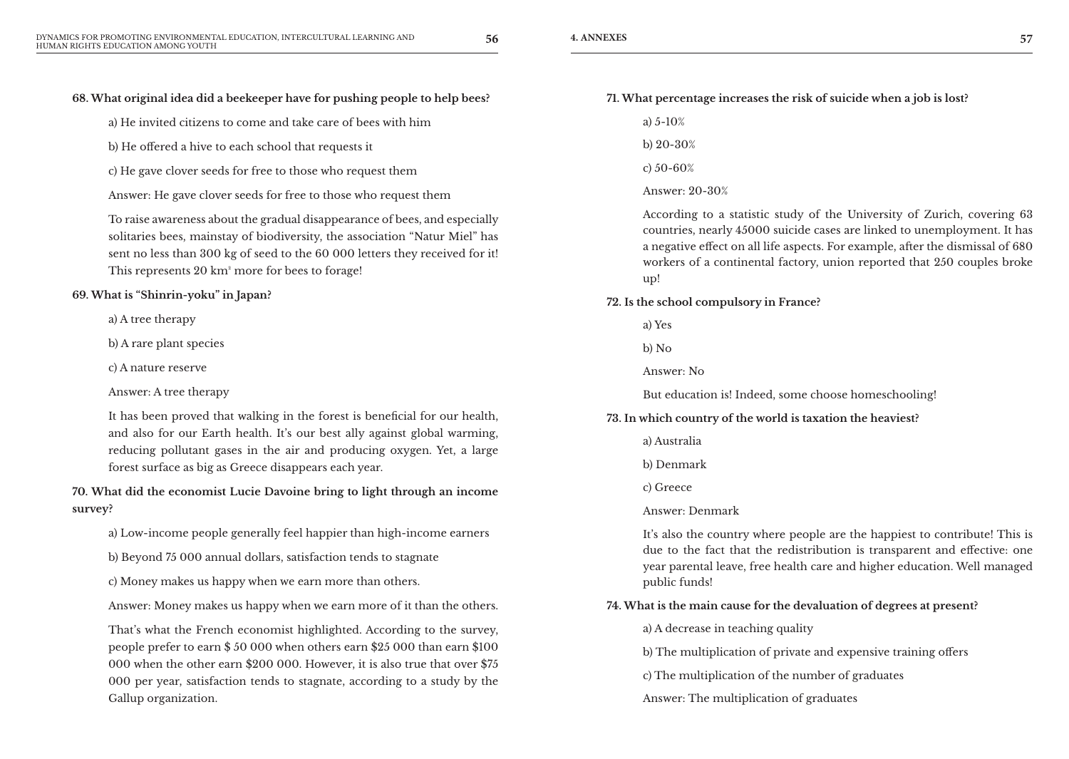**68. What original idea did a beekeeper have for pushing people to help bees?**

a) He invited citizens to come and take care of bees with him

b) He offered a hive to each school that requests it

c) He gave clover seeds for free to those who request them

Answer: He gave clover seeds for free to those who request them

To raise awareness about the gradual disappearance of bees, and especially solitaries bees, mainstay of biodiversity, the association "Natur Miel" has sent no less than 300 kg of seed to the 60 000 letters they received for it! This represents 20 km² more for bees to forage!

**69. What is "Shinrin-yoku" in Japan?**

a) A tree therapy

b) A rare plant species

c) A nature reserve

Answer: A tree therapy

It has been proved that walking in the forest is beneficial for our health, and also for our Earth health. It's our best ally against global warming, reducing pollutant gases in the air and producing oxygen. Yet, a large forest surface as big as Greece disappears each year.

**70. What did the economist Lucie Davoine bring to light through an income survey?**

a) Low-income people generally feel happier than high-income earners

b) Beyond 75 000 annual dollars, satisfaction tends to stagnate

c) Money makes us happy when we earn more than others.

Answer: Money makes us happy when we earn more of it than the others.

That's what the French economist highlighted. According to the survey, people prefer to earn $ 50 000 when others earn $25 000 than earn $100 000 when the other earn $200 000. However, it is also true that over $75 000 per year, satisfaction tends to stagnate, according to a study by the Gallup organization.

**71. What percentage increases the risk of suicide when a job is lost?**

a) 5-10%

b) 20-30%

c) 50-60%

Answer: 20-30%

According to a statistic study of the University of Zurich, covering 63 countries, nearly 45000 suicide cases are linked to unemployment. It has a negative effect on all life aspects. For example, after the dismissal of 680 workers of a continental factory, union reported that 250 couples broke up!

**72. Is the school compulsory in France?**

a) Yes

b) No

Answer: No

But education is! Indeed, some choose homeschooling!

**73. In which country of the world is taxation the heaviest?**

a) Australia

b) Denmark

c) Greece

Answer: Denmark

It's also the country where people are the happiest to contribute! This is due to the fact that the redistribution is transparent and effective: one year parental leave, free health care and higher education. Well managed public funds!

**74. What is the main cause for the devaluation of degrees at present?**

a) A decrease in teaching quality

b) The multiplication of private and expensive training offers

c) The multiplication of the number of graduates

Answer: The multiplication of graduates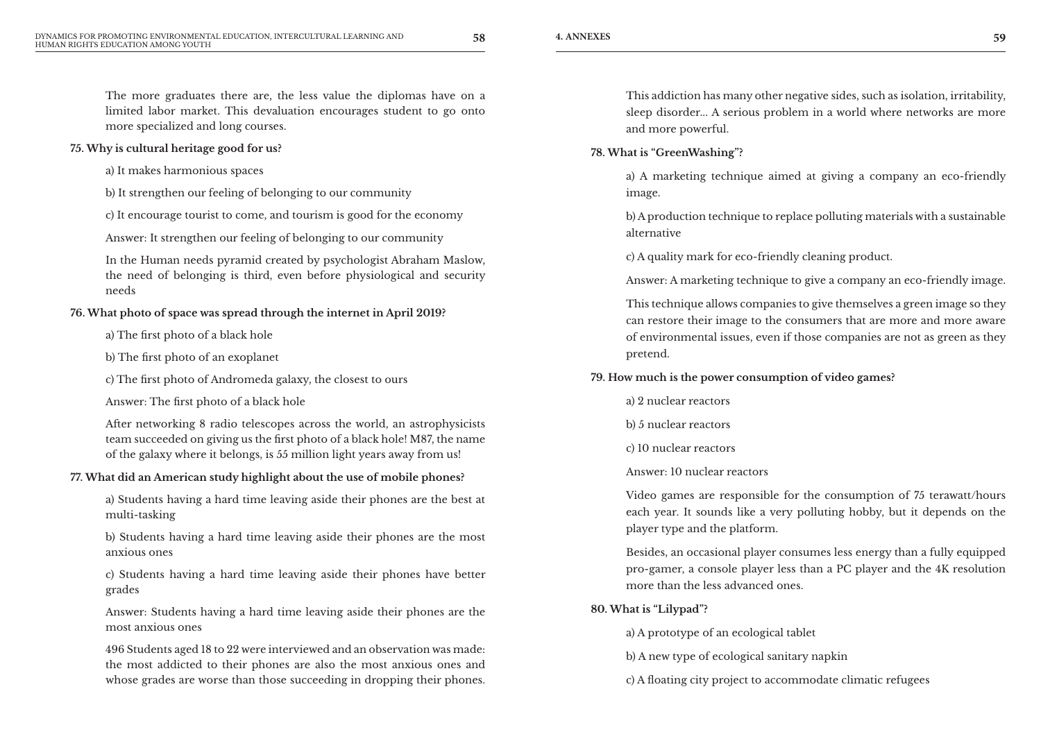The more graduates there are, the less value the diplomas have on a limited labor market. This devaluation encourages student to go onto more specialized and long courses.

**75. Why is cultural heritage good for us?**

a) It makes harmonious spaces

b) It strengthen our feeling of belonging to our community

c) It encourage tourist to come, and tourism is good for the economy

Answer: It strengthen our feeling of belonging to our community

In the Human needs pyramid created by psychologist Abraham Maslow, the need of belonging is third, even before physiological and security needs

**76. What photo of space was spread through the internet in April 2019?**

a) The first photo of a black hole

b) The first photo of an exoplanet

c) The first photo of Andromeda galaxy, the closest to ours

Answer: The first photo of a black hole

After networking 8 radio telescopes across the world, an astrophysicists team succeeded on giving us the first photo of a black hole! M87, the name of the galaxy where it belongs, is 55 million light years away from us!

**77. What did an American study highlight about the use of mobile phones?**

a) Students having a hard time leaving aside their phones are the best at multi-tasking

b) Students having a hard time leaving aside their phones are the most anxious ones

c) Students having a hard time leaving aside their phones have better grades

Answer: Students having a hard time leaving aside their phones are the most anxious ones

496 Students aged 18 to 22 were interviewed and an observation was made: the most addicted to their phones are also the most anxious ones and whose grades are worse than those succeeding in dropping their phones. This addiction has many other negative sides, such as isolation, irritability, sleep disorder... A serious problem in a world where networks are more and more powerful.

**78. What is "GreenWashing"?**

a) A marketing technique aimed at giving a company an eco-friendly image.

b) A production technique to replace polluting materials with a sustainable alternative

c) A quality mark for eco-friendly cleaning product.

Answer: A marketing technique to give a company an eco-friendly image.

This technique allows companies to give themselves a green image so they can restore their image to the consumers that are more and more aware of environmental issues, even if those companies are not as green as they pretend.

**79. How much is the power consumption of video games?**

a) 2 nuclear reactors

b) 5 nuclear reactors

c) 10 nuclear reactors

Answer: 10 nuclear reactors

Video games are responsible for the consumption of 75 terawatt/hours each year. It sounds like a very polluting hobby, but it depends on the player type and the platform.

Besides, an occasional player consumes less energy than a fully equipped pro-gamer, a console player less than a PC player and the 4K resolution more than the less advanced ones.

**80. What is "Lilypad"?**

a) A prototype of an ecological tablet

b) A new type of ecological sanitary napkin

c) A floating city project to accommodate climatic refugees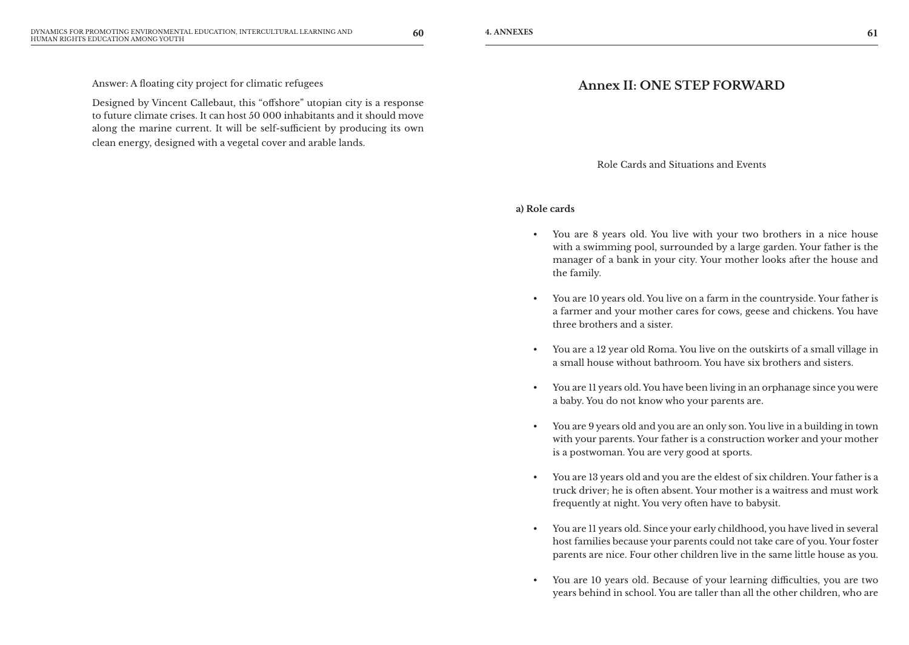Answer: A floating city project for climatic refugees

Designed by Vincent Callebaut, this "offshore" utopian city is a response to future climate crises. It can host 50 000 inhabitants and it should move along the marine current. It will be self-sufficient by producing its own clean energy, designed with a vegetal cover and arable lands.

# Annex II: ONE STEP FORWARD

Role Cards and Situations and Events

**a) Role cards**

- You are 8 years old. You live with your two brothers in a nice house with a swimming pool, surrounded by a large garden. Your father is the manager of a bank in your city. Your mother looks after the house and the family.
- You are 10 years old. You live on a farm in the countryside. Your father is a farmer and your mother cares for cows, geese and chickens. You have three brothers and a sister.
- You are a 12 year old Roma. You live on the outskirts of a small village in a small house without bathroom. You have six brothers and sisters.
- You are 11 years old. You have been living in an orphanage since you were a baby. You do not know who your parents are.
- You are 9 years old and you are an only son. You live in a building in town with your parents. Your father is a construction worker and your mother is a postwoman. You are very good at sports.
- You are 13 years old and you are the eldest of six children. Your father is a truck driver; he is often absent. Your mother is a waitress and must work frequently at night. You very often have to babysit.
- You are 11 years old. Since your early childhood, you have lived in several host families because your parents could not take care of you. Your foster parents are nice. Four other children live in the same little house as you.
- You are 10 years old. Because of your learning difficulties, you are two years behind in school. You are taller than all the other children, who are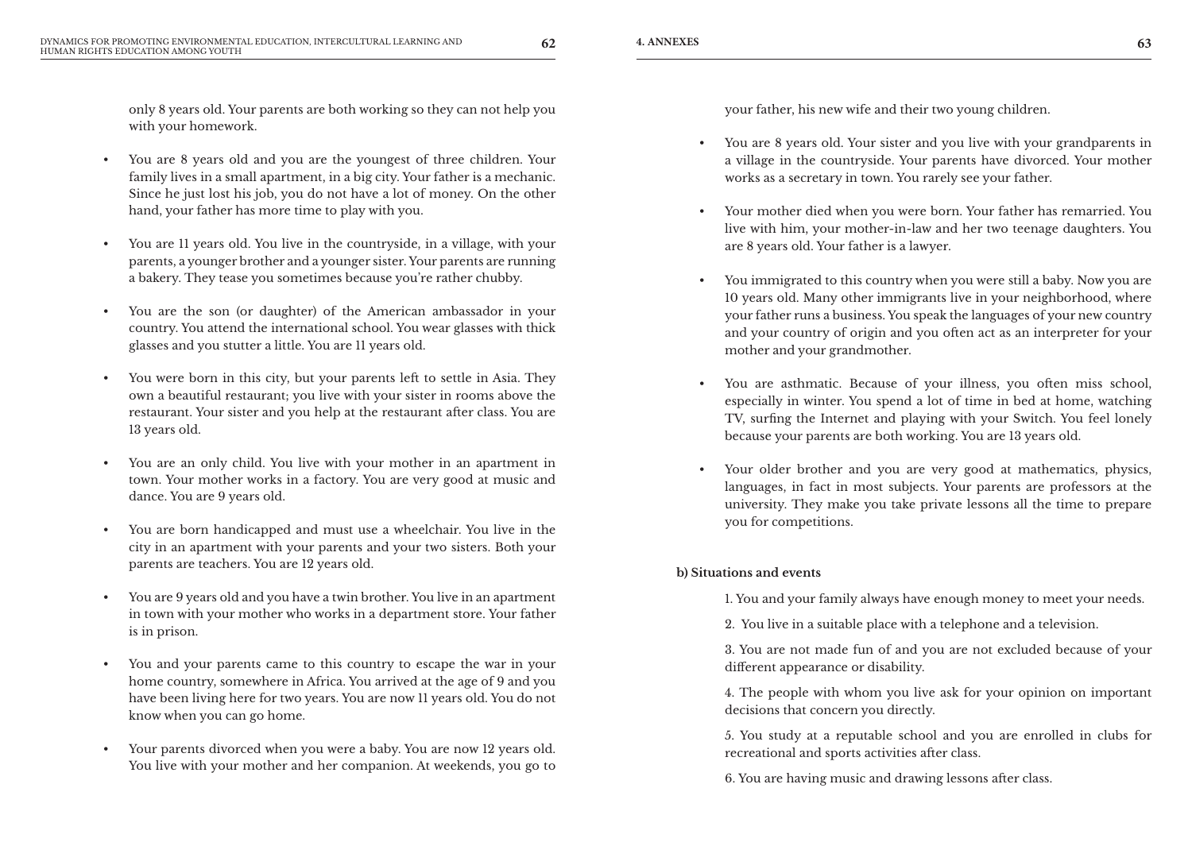only 8 years old. Your parents are both working so they can not help you with your homework.

- You are 8 years old and you are the youngest of three children. Your family lives in a small apartment, in a big city. Your father is a mechanic. Since he just lost his job, you do not have a lot of money. On the other hand, your father has more time to play with you.
- You are 11 years old. You live in the countryside, in a village, with your parents, a younger brother and a younger sister. Your parents are running a bakery. They tease you sometimes because you're rather chubby.
- You are the son (or daughter) of the American ambassador in your country. You attend the international school. You wear glasses with thick glasses and you stutter a little. You are 11 years old.
- You were born in this city, but your parents left to settle in Asia. They own a beautiful restaurant; you live with your sister in rooms above the restaurant. Your sister and you help at the restaurant after class. You are 13 years old.
- You are an only child. You live with your mother in an apartment in town. Your mother works in a factory. You are very good at music and dance. You are 9 years old.
- You are born handicapped and must use a wheelchair. You live in the city in an apartment with your parents and your two sisters. Both your parents are teachers. You are 12 years old.
- You are 9 years old and you have a twin brother. You live in an apartment in town with your mother who works in a department store. Your father is in prison.
- You and your parents came to this country to escape the war in your home country, somewhere in Africa. You arrived at the age of 9 and you have been living here for two years. You are now 11 years old. You do not know when you can go home.
- Your parents divorced when you were a baby. You are now 12 years old. You live with your mother and her companion. At weekends, you go to your father, his new wife and their two young children.
- You are 8 years old. Your sister and you live with your grandparents in a village in the countryside. Your parents have divorced. Your mother works as a secretary in town. You rarely see your father.
- Your mother died when you were born. Your father has remarried. You live with him, your mother-in-law and her two teenage daughters. You are 8 years old. Your father is a lawyer.
- You immigrated to this country when you were still a baby. Now you are 10 years old. Many other immigrants live in your neighborhood, where your father runs a business. You speak the languages of your new country and your country of origin and you often act as an interpreter for your mother and your grandmother.
- You are asthmatic. Because of your illness, you often miss school, especially in winter. You spend a lot of time in bed at home, watching TV, surfing the Internet and playing with your Switch. You feel lonely because your parents are both working. You are 13 years old.
- Your older brother and you are very good at mathematics, physics, languages, in fact in most subjects. Your parents are professors at the university. They make you take private lessons all the time to prepare you for competitions.

**b) Situations and events**

1. You and your family always have enough money to meet your needs.

2. You live in a suitable place with a telephone and a television.

3. You are not made fun of and you are not excluded because of your different appearance or disability.

4. The people with whom you live ask for your opinion on important decisions that concern you directly.

5. You study at a reputable school and you are enrolled in clubs for recreational and sports activities after class.

6. You are having music and drawing lessons after class.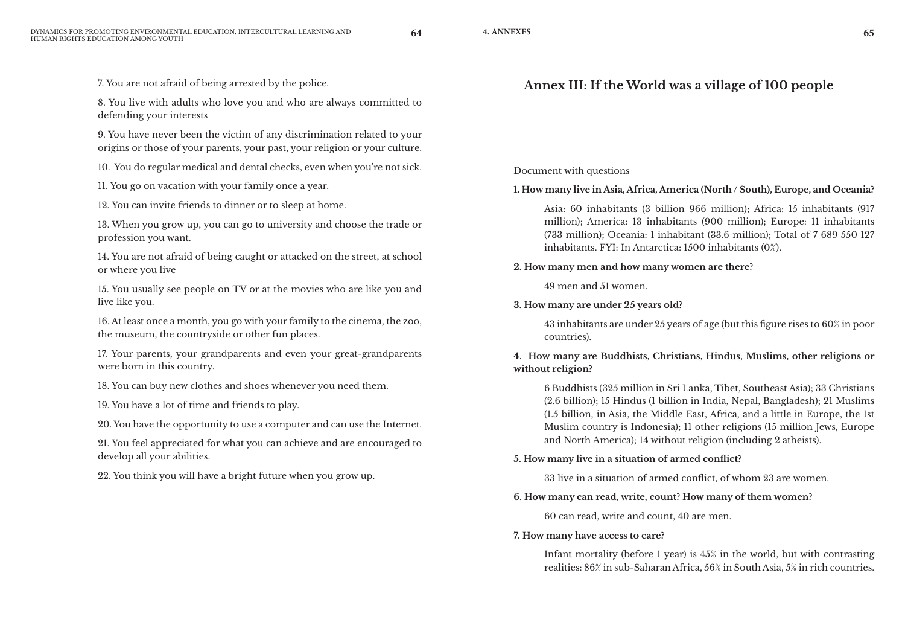7. You are not afraid of being arrested by the police.

8. You live with adults who love you and who are always committed to defending your interests

9. You have never been the victim of any discrimination related to your origins or those of your parents, your past, your religion or your culture.

10. You do regular medical and dental checks, even when you're not sick.

11. You go on vacation with your family once a year.

12. You can invite friends to dinner or to sleep at home.

13. When you grow up, you can go to university and choose the trade or profession you want.

14. You are not afraid of being caught or attacked on the street, at school or where you live

15. You usually see people on TV or at the movies who are like you and live like you.

16. At least once a month, you go with your family to the cinema, the zoo, the museum, the countryside or other fun places.

17. Your parents, your grandparents and even your great-grandparents were born in this country.

18. You can buy new clothes and shoes whenever you need them.

19. You have a lot of time and friends to play.

20. You have the opportunity to use a computer and can use the Internet.

21. You feel appreciated for what you can achieve and are encouraged to develop all your abilities.

22. You think you will have a bright future when you grow up.

## Annex III: If the World was a village of 100 people

Document with questions

**1. How many live in Asia, Africa, America (North / South), Europe, and Oceania?**

Asia: 60 inhabitants (3 billion 966 million); Africa: 15 inhabitants (917 million); America: 13 inhabitants (900 million); Europe: 11 inhabitants (733 million); Oceania: 1 inhabitant (33.6 million); Total of 7 689 550 127 inhabitants. FYI: In Antarctica: 1500 inhabitants (0%).

**2. How many men and how many women are there?**

49 men and 51 women.

**3. How many are under 25 years old?**

43 inhabitants are under 25 years of age (but this figure rises to 60% in poor countries).

**4. How many are Buddhists, Christians, Hindus, Muslims, other religions or without religion?**

6 Buddhists (325 million in Sri Lanka, Tibet, Southeast Asia); 33 Christians (2.6 billion); 15 Hindus (1 billion in India, Nepal, Bangladesh); 21 Muslims (1.5 billion, in Asia, the Middle East, Africa, and a little in Europe, the 1st Muslim country is Indonesia); 11 other religions (15 million Jews, Europe and North America); 14 without religion (including 2 atheists).

**5. How many live in a situation of armed conflict?**

33 live in a situation of armed conflict, of whom 23 are women.

**6. How many can read, write, count? How many of them women?**

60 can read, write and count, 40 are men.

**7. How many have access to care?**

Infant mortality (before 1 year) is 45% in the world, but with contrasting realities: 86% in sub-Saharan Africa, 56% in South Asia, 5% in rich countries.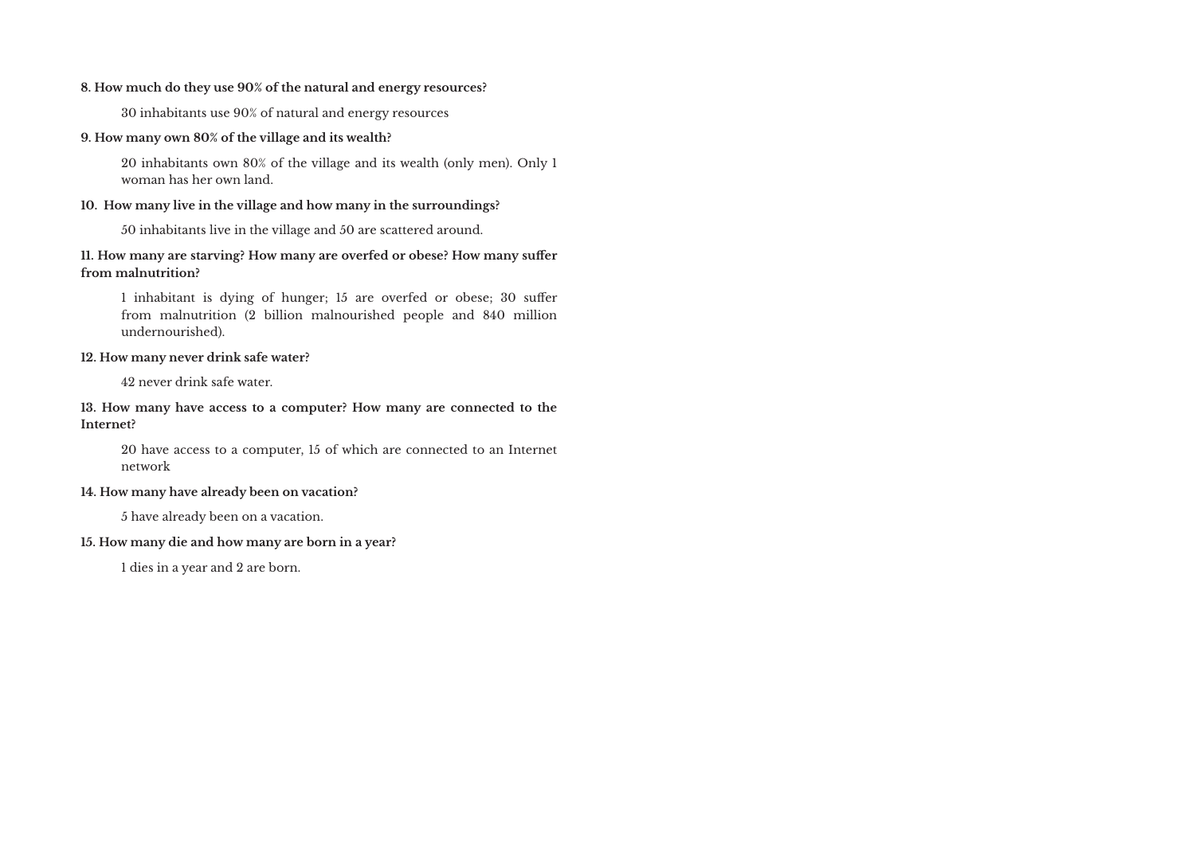**8. How much do they use 90% of the natural and energy resources?**

30 inhabitants use 90% of natural and energy resources

**9. How many own 80% of the village and its wealth?**

20 inhabitants own 80% of the village and its wealth (only men). Only 1 woman has her own land.

**10. How many live in the village and how many in the surroundings?**

50 inhabitants live in the village and 50 are scattered around.

**11. How many are starving? How many are overfed or obese? How many suffer from malnutrition?**

1 inhabitant is dying of hunger; 15 are overfed or obese; 30 suffer from malnutrition (2 billion malnourished people and 840 million undernourished).

**12. How many never drink safe water?**

42 never drink safe water.

**13. How many have access to a computer? How many are connected to the Internet?**

20 have access to a computer, 15 of which are connected to an Internet network

**14. How many have already been on vacation?**

5 have already been on a vacation.

**15. How many die and how many are born in a year?**

1 dies in a year and 2 are born.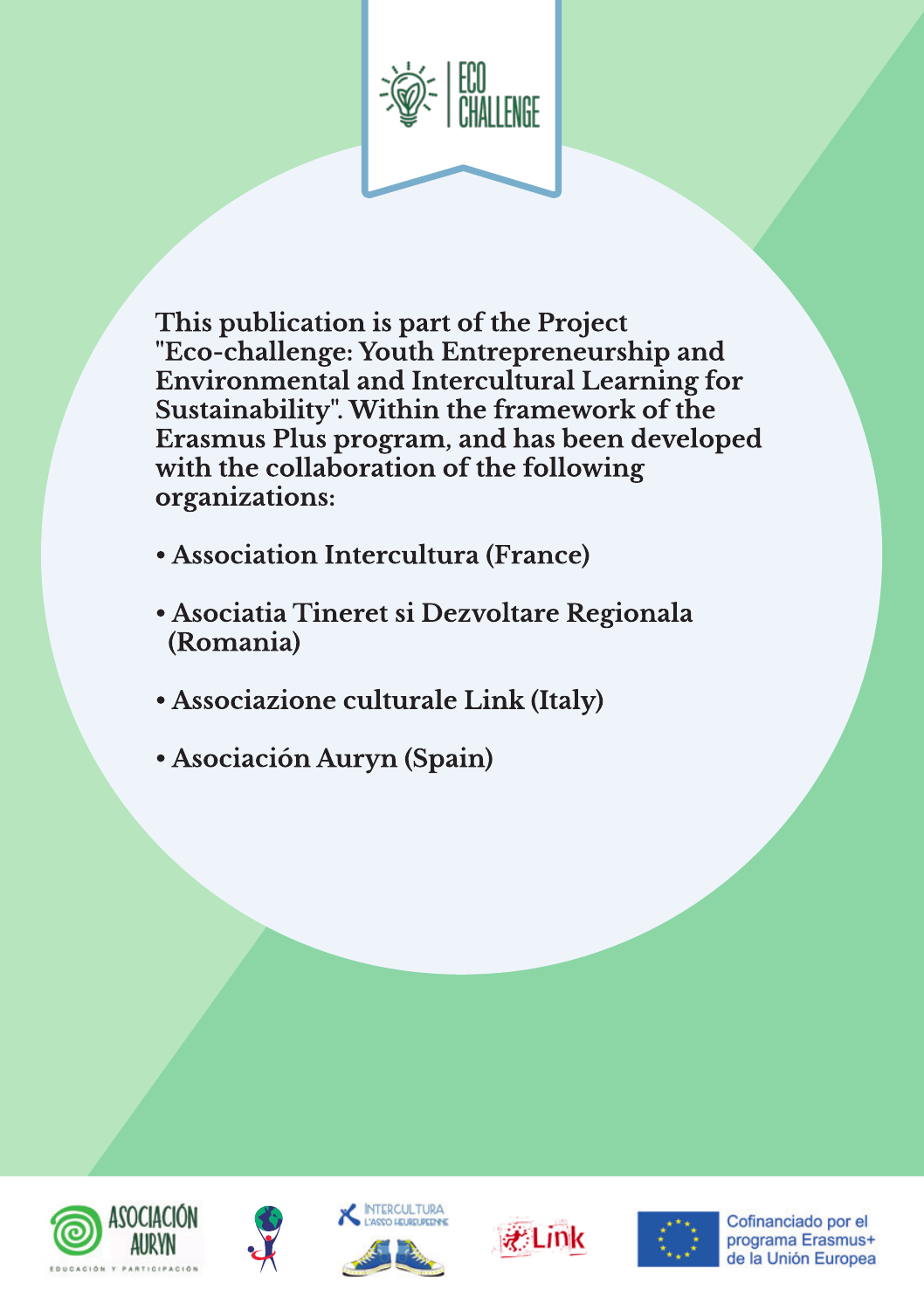ECO CHALLENGE

This publication is part of the Project "Eco-challenge: Youth Entrepreneurship and Environmental and Intercultural Learning for Sustainability". Within the framework of the Erasmus Plus program, and has been developed with the collaboration of the following organizations:

- Association Intercultura (France)
- Asociatia Tineret si Dezvoltare Regionala (Romania)
- Associazione culturale Link (Italy)
- Asociación Auryn (Spain)

ASOCIACIÓN AURYN
EDUCACIÓN Y PARTICIPACIÓN

INTERCULTURA
L'ASSO HEUREUPÉENNE

Link

Cofinanciado por el programa Erasmus+ de la Unión Europea